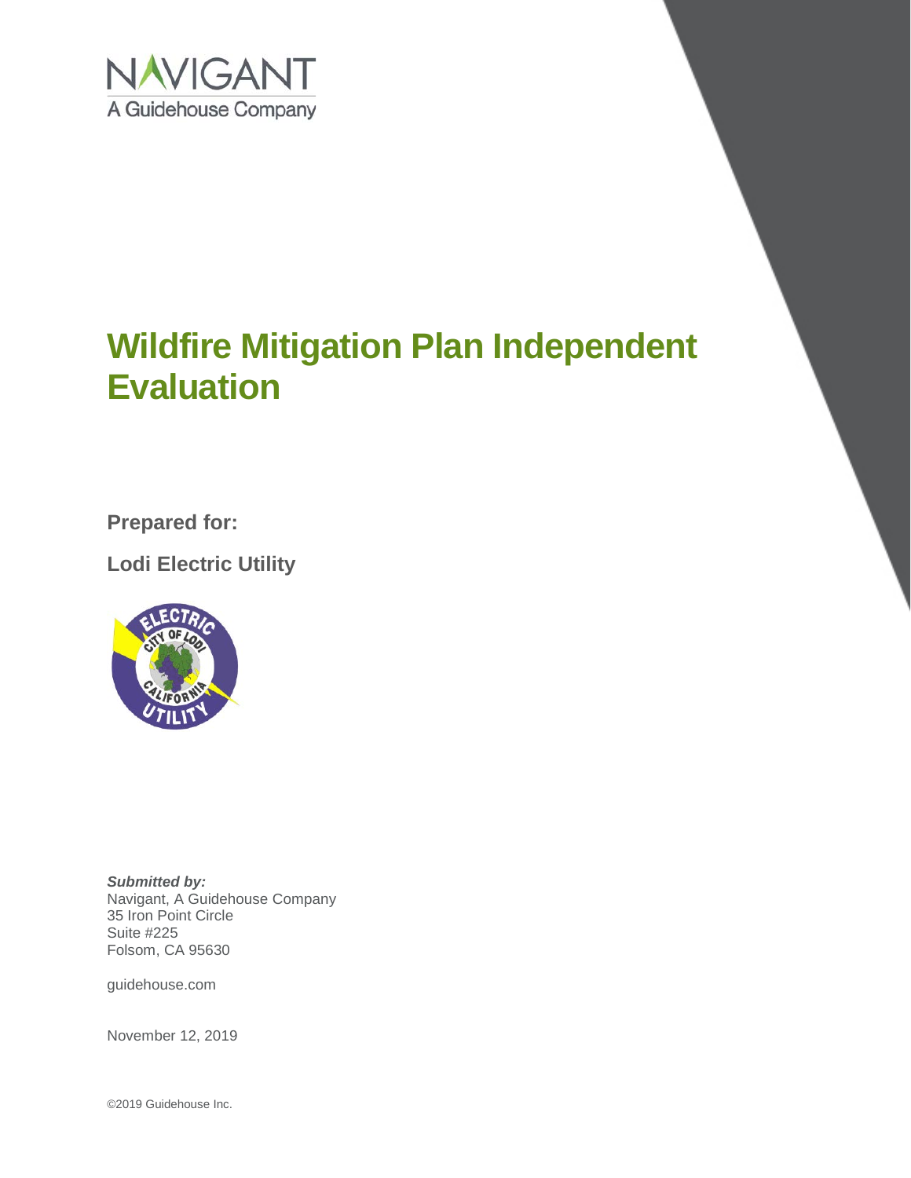NAVIGANT
A Guidehouse Company

# Wildfire Mitigation Plan Independent Evaluation

**Prepared for:**

**Lodi Electric Utility**

***Submitted by:***
Navigant, A Guidehouse Company
35 Iron Point Circle
Suite #225
Folsom, CA 95630

guidehouse.com

November 12, 2019

©2019 Guidehouse Inc.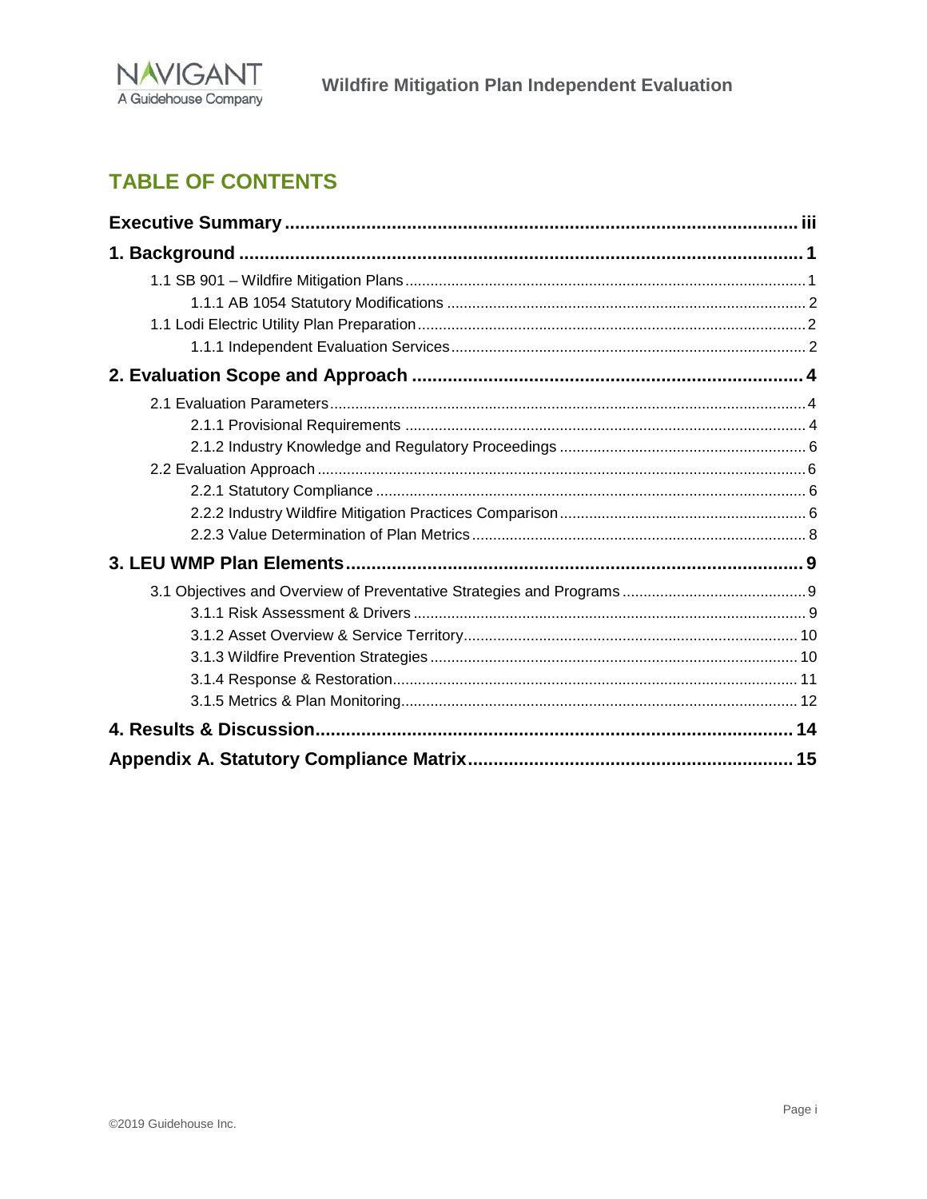## TABLE OF CONTENTS

**Executive Summary** .......... iii

**1. Background** .......... 1

- 1.1 SB 901 – Wildfire Mitigation Plans .......... 1
  - 1.1.1 AB 1054 Statutory Modifications .......... 2
- 1.1 Lodi Electric Utility Plan Preparation .......... 2
  - 1.1.1 Independent Evaluation Services .......... 2

**2. Evaluation Scope and Approach** .......... 4

- 2.1 Evaluation Parameters .......... 4
  - 2.1.1 Provisional Requirements .......... 4
  - 2.1.2 Industry Knowledge and Regulatory Proceedings .......... 6
- 2.2 Evaluation Approach .......... 6
  - 2.2.1 Statutory Compliance .......... 6
  - 2.2.2 Industry Wildfire Mitigation Practices Comparison .......... 6
  - 2.2.3 Value Determination of Plan Metrics .......... 8

**3. LEU WMP Plan Elements** .......... 9

- 3.1 Objectives and Overview of Preventative Strategies and Programs .......... 9
  - 3.1.1 Risk Assessment & Drivers .......... 9
  - 3.1.2 Asset Overview & Service Territory .......... 10
  - 3.1.3 Wildfire Prevention Strategies .......... 10
  - 3.1.4 Response & Restoration .......... 11
  - 3.1.5 Metrics & Plan Monitoring .......... 12

**4. Results & Discussion** .......... 14

**Appendix A. Statutory Compliance Matrix** .......... 15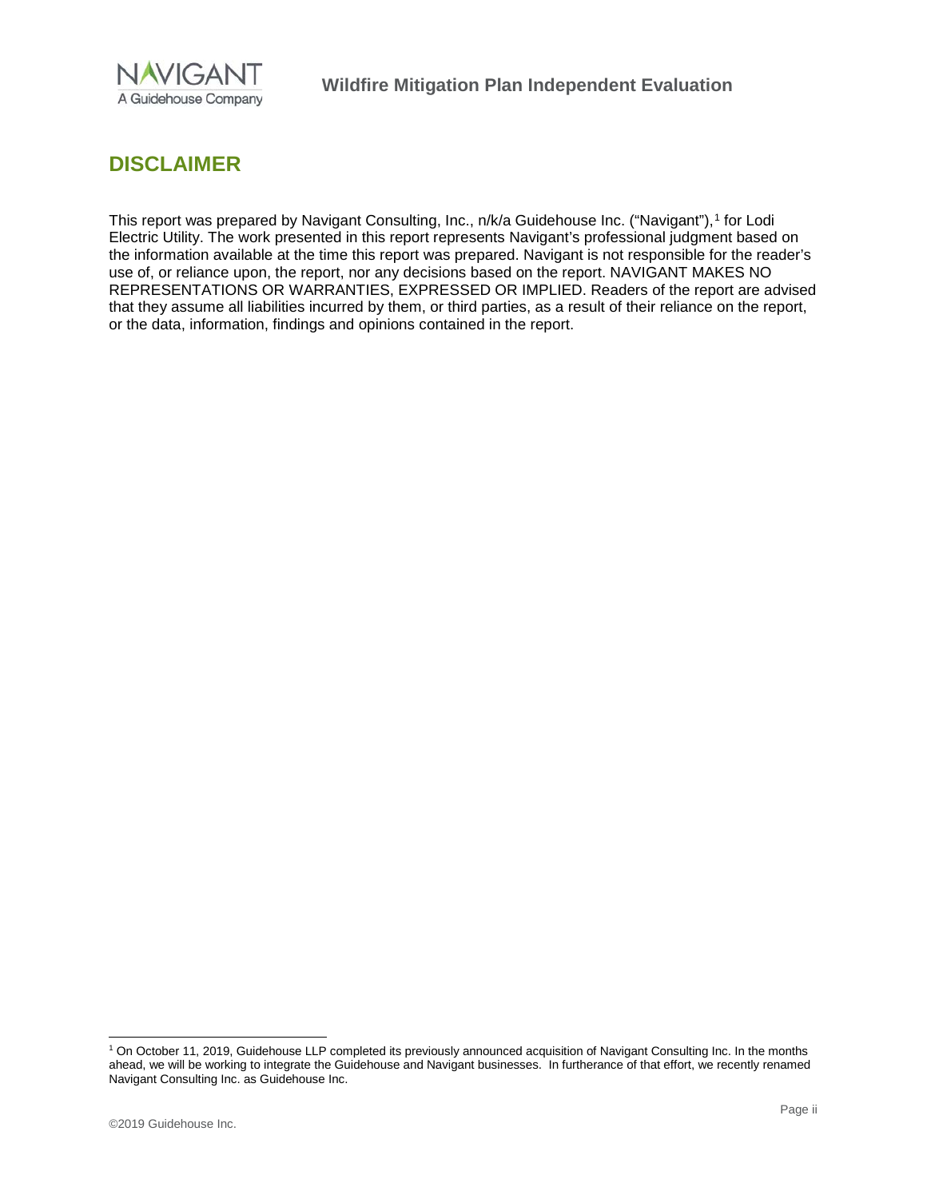# DISCLAIMER

This report was prepared by Navigant Consulting, Inc., n/k/a Guidehouse Inc. ("Navigant"),[1] for Lodi Electric Utility. The work presented in this report represents Navigant's professional judgment based on the information available at the time this report was prepared. Navigant is not responsible for the reader's use of, or reliance upon, the report, nor any decisions based on the report. NAVIGANT MAKES NO REPRESENTATIONS OR WARRANTIES, EXPRESSED OR IMPLIED. Readers of the report are advised that they assume all liabilities incurred by them, or third parties, as a result of their reliance on the report, or the data, information, findings and opinions contained in the report.

[1] On October 11, 2019, Guidehouse LLP completed its previously announced acquisition of Navigant Consulting Inc. In the months ahead, we will be working to integrate the Guidehouse and Navigant businesses. In furtherance of that effort, we recently renamed Navigant Consulting Inc. as Guidehouse Inc.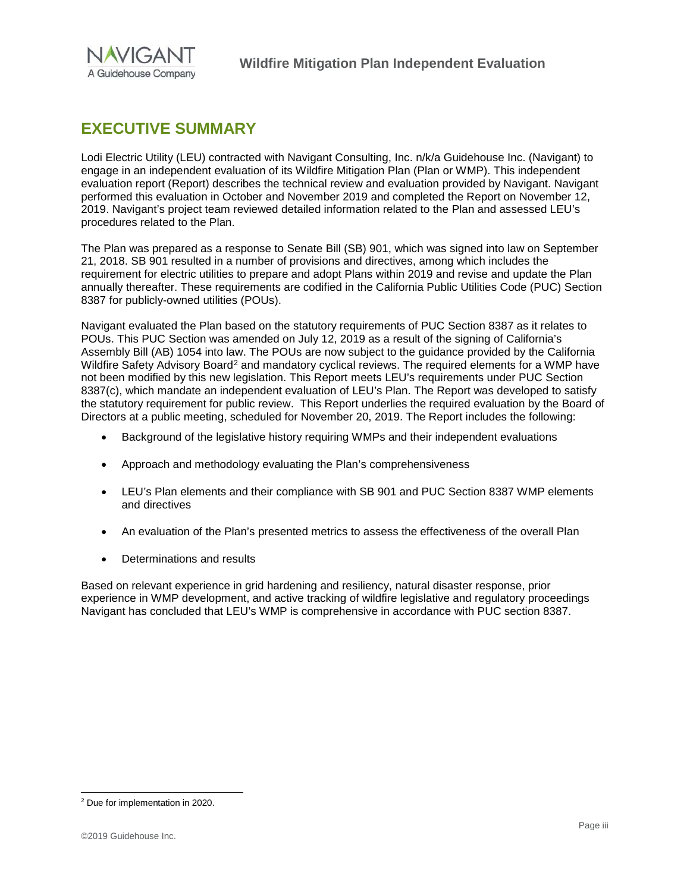## EXECUTIVE SUMMARY

Lodi Electric Utility (LEU) contracted with Navigant Consulting, Inc. n/k/a Guidehouse Inc. (Navigant) to engage in an independent evaluation of its Wildfire Mitigation Plan (Plan or WMP). This independent evaluation report (Report) describes the technical review and evaluation provided by Navigant. Navigant performed this evaluation in October and November 2019 and completed the Report on November 12, 2019. Navigant's project team reviewed detailed information related to the Plan and assessed LEU's procedures related to the Plan.

The Plan was prepared as a response to Senate Bill (SB) 901, which was signed into law on September 21, 2018. SB 901 resulted in a number of provisions and directives, among which includes the requirement for electric utilities to prepare and adopt Plans within 2019 and revise and update the Plan annually thereafter. These requirements are codified in the California Public Utilities Code (PUC) Section 8387 for publicly-owned utilities (POUs).

Navigant evaluated the Plan based on the statutory requirements of PUC Section 8387 as it relates to POUs. This PUC Section was amended on July 12, 2019 as a result of the signing of California's Assembly Bill (AB) 1054 into law. The POUs are now subject to the guidance provided by the California Wildfire Safety Advisory Board[2] and mandatory cyclical reviews. The required elements for a WMP have not been modified by this new legislation. This Report meets LEU's requirements under PUC Section 8387(c), which mandate an independent evaluation of LEU's Plan. The Report was developed to satisfy the statutory requirement for public review. This Report underlies the required evaluation by the Board of Directors at a public meeting, scheduled for November 20, 2019. The Report includes the following:

- Background of the legislative history requiring WMPs and their independent evaluations
- Approach and methodology evaluating the Plan's comprehensiveness
- LEU's Plan elements and their compliance with SB 901 and PUC Section 8387 WMP elements and directives
- An evaluation of the Plan's presented metrics to assess the effectiveness of the overall Plan
- Determinations and results

Based on relevant experience in grid hardening and resiliency, natural disaster response, prior experience in WMP development, and active tracking of wildfire legislative and regulatory proceedings Navigant has concluded that LEU's WMP is comprehensive in accordance with PUC section 8387.

---

[2] Due for implementation in 2020.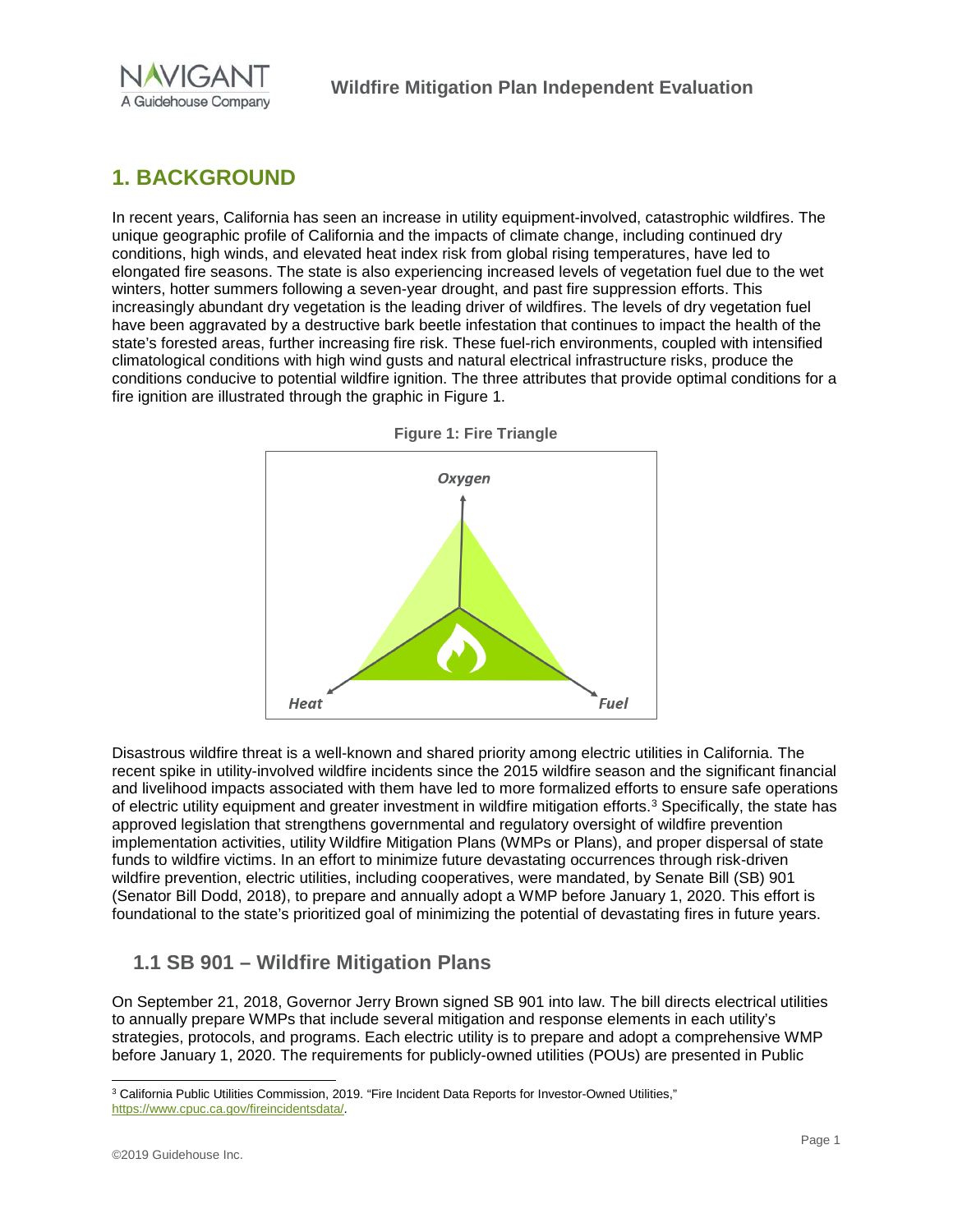# 1. BACKGROUND

In recent years, California has seen an increase in utility equipment-involved, catastrophic wildfires. The unique geographic profile of California and the impacts of climate change, including continued dry conditions, high winds, and elevated heat index risk from global rising temperatures, have led to elongated fire seasons. The state is also experiencing increased levels of vegetation fuel due to the wet winters, hotter summers following a seven-year drought, and past fire suppression efforts. This increasingly abundant dry vegetation is the leading driver of wildfires. The levels of dry vegetation fuel have been aggravated by a destructive bark beetle infestation that continues to impact the health of the state's forested areas, further increasing fire risk. These fuel-rich environments, coupled with intensified climatological conditions with high wind gusts and natural electrical infrastructure risks, produce the conditions conducive to potential wildfire ignition. The three attributes that provide optimal conditions for a fire ignition are illustrated through the graphic in Figure 1.

**Figure 1: Fire Triangle**

*Oxygen*

*Heat*

*Fuel*

Disastrous wildfire threat is a well-known and shared priority among electric utilities in California. The recent spike in utility-involved wildfire incidents since the 2015 wildfire season and the significant financial and livelihood impacts associated with them have led to more formalized efforts to ensure safe operations of electric utility equipment and greater investment in wildfire mitigation efforts.[3] Specifically, the state has approved legislation that strengthens governmental and regulatory oversight of wildfire prevention implementation activities, utility Wildfire Mitigation Plans (WMPs or Plans), and proper dispersal of state funds to wildfire victims. In an effort to minimize future devastating occurrences through risk-driven wildfire prevention, electric utilities, including cooperatives, were mandated, by Senate Bill (SB) 901 (Senator Bill Dodd, 2018), to prepare and annually adopt a WMP before January 1, 2020. This effort is foundational to the state's prioritized goal of minimizing the potential of devastating fires in future years.

## 1.1 SB 901 – Wildfire Mitigation Plans

On September 21, 2018, Governor Jerry Brown signed SB 901 into law. The bill directs electrical utilities to annually prepare WMPs that include several mitigation and response elements in each utility's strategies, protocols, and programs. Each electric utility is to prepare and adopt a comprehensive WMP before January 1, 2020. The requirements for publicly-owned utilities (POUs) are presented in Public

---

[3] California Public Utilities Commission, 2019. "Fire Incident Data Reports for Investor-Owned Utilities," https://www.cpuc.ca.gov/fireincidentsdata/.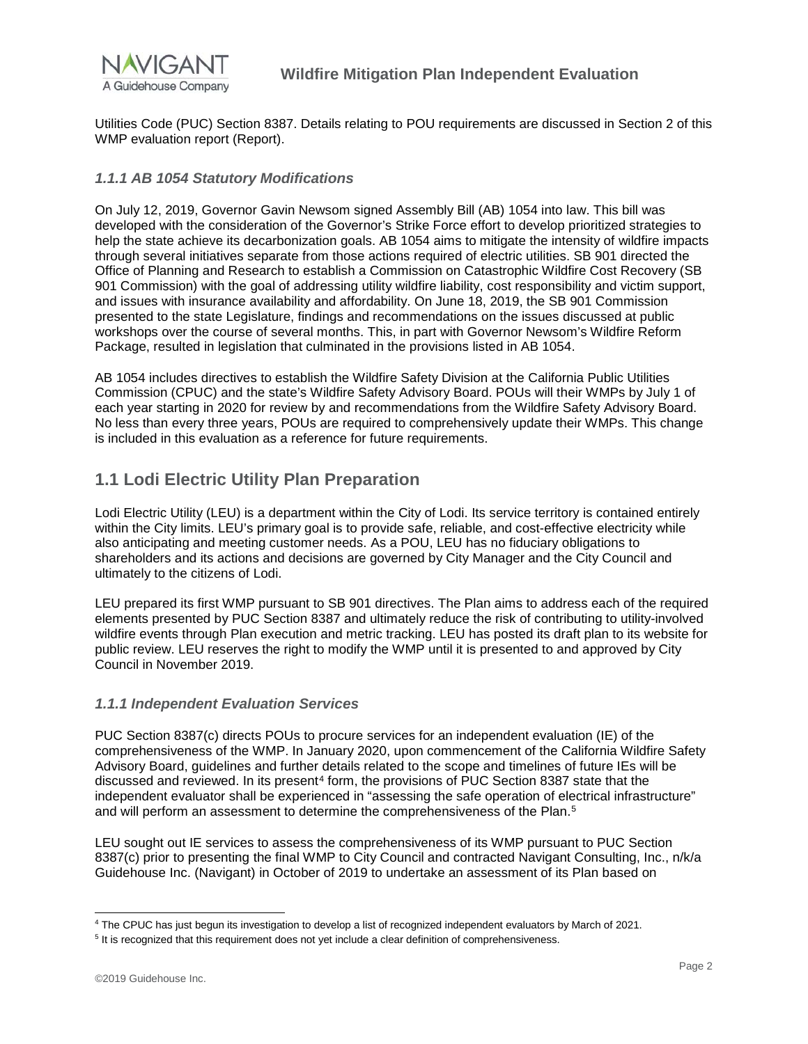Utilities Code (PUC) Section 8387. Details relating to POU requirements are discussed in Section 2 of this WMP evaluation report (Report).

### *1.1.1 AB 1054 Statutory Modifications*

On July 12, 2019, Governor Gavin Newsom signed Assembly Bill (AB) 1054 into law. This bill was developed with the consideration of the Governor's Strike Force effort to develop prioritized strategies to help the state achieve its decarbonization goals. AB 1054 aims to mitigate the intensity of wildfire impacts through several initiatives separate from those actions required of electric utilities. SB 901 directed the Office of Planning and Research to establish a Commission on Catastrophic Wildfire Cost Recovery (SB 901 Commission) with the goal of addressing utility wildfire liability, cost responsibility and victim support, and issues with insurance availability and affordability. On June 18, 2019, the SB 901 Commission presented to the state Legislature, findings and recommendations on the issues discussed at public workshops over the course of several months. This, in part with Governor Newsom's Wildfire Reform Package, resulted in legislation that culminated in the provisions listed in AB 1054.

AB 1054 includes directives to establish the Wildfire Safety Division at the California Public Utilities Commission (CPUC) and the state's Wildfire Safety Advisory Board. POUs will their WMPs by July 1 of each year starting in 2020 for review by and recommendations from the Wildfire Safety Advisory Board. No less than every three years, POUs are required to comprehensively update their WMPs. This change is included in this evaluation as a reference for future requirements.

## 1.1 Lodi Electric Utility Plan Preparation

Lodi Electric Utility (LEU) is a department within the City of Lodi. Its service territory is contained entirely within the City limits. LEU's primary goal is to provide safe, reliable, and cost-effective electricity while also anticipating and meeting customer needs. As a POU, LEU has no fiduciary obligations to shareholders and its actions and decisions are governed by City Manager and the City Council and ultimately to the citizens of Lodi.

LEU prepared its first WMP pursuant to SB 901 directives. The Plan aims to address each of the required elements presented by PUC Section 8387 and ultimately reduce the risk of contributing to utility-involved wildfire events through Plan execution and metric tracking. LEU has posted its draft plan to its website for public review. LEU reserves the right to modify the WMP until it is presented to and approved by City Council in November 2019.

### *1.1.1 Independent Evaluation Services*

PUC Section 8387(c) directs POUs to procure services for an independent evaluation (IE) of the comprehensiveness of the WMP. In January 2020, upon commencement of the California Wildfire Safety Advisory Board, guidelines and further details related to the scope and timelines of future IEs will be discussed and reviewed. In its present[4] form, the provisions of PUC Section 8387 state that the independent evaluator shall be experienced in "assessing the safe operation of electrical infrastructure" and will perform an assessment to determine the comprehensiveness of the Plan.[5]

LEU sought out IE services to assess the comprehensiveness of its WMP pursuant to PUC Section 8387(c) prior to presenting the final WMP to City Council and contracted Navigant Consulting, Inc., n/k/a Guidehouse Inc. (Navigant) in October of 2019 to undertake an assessment of its Plan based on

---

[4] The CPUC has just begun its investigation to develop a list of recognized independent evaluators by March of 2021.

[5] It is recognized that this requirement does not yet include a clear definition of comprehensiveness.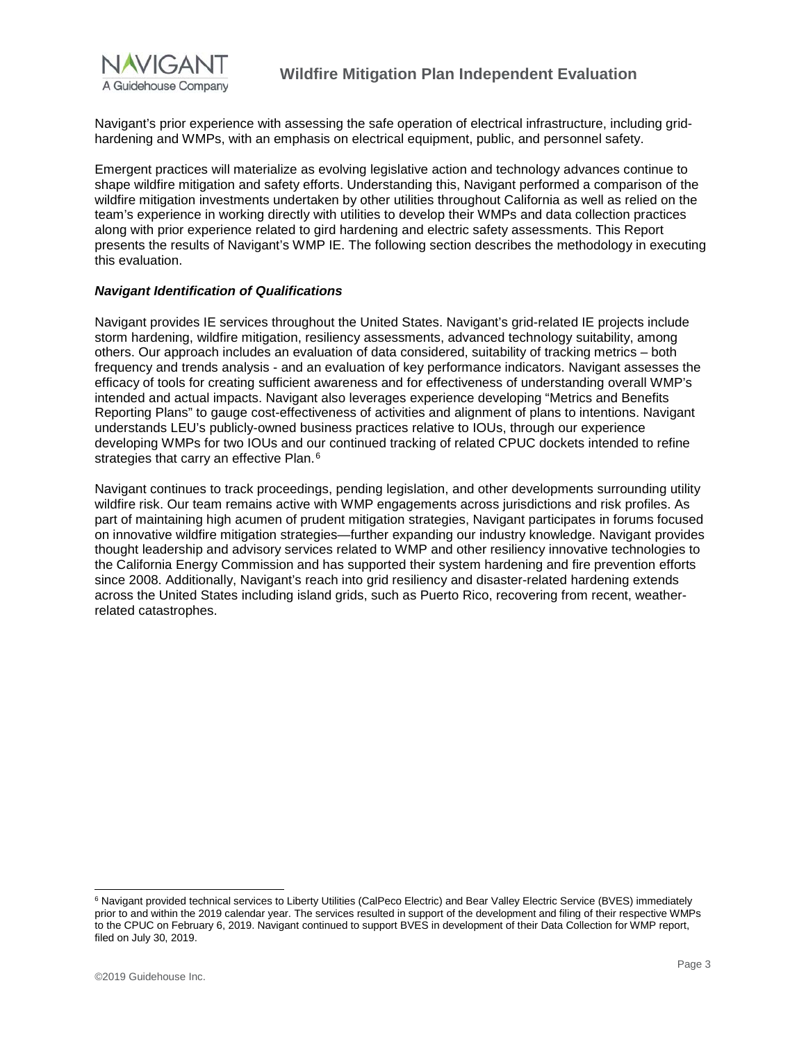Navigant's prior experience with assessing the safe operation of electrical infrastructure, including grid-hardening and WMPs, with an emphasis on electrical equipment, public, and personnel safety.

Emergent practices will materialize as evolving legislative action and technology advances continue to shape wildfire mitigation and safety efforts. Understanding this, Navigant performed a comparison of the wildfire mitigation investments undertaken by other utilities throughout California as well as relied on the team's experience in working directly with utilities to develop their WMPs and data collection practices along with prior experience related to gird hardening and electric safety assessments. This Report presents the results of Navigant's WMP IE. The following section describes the methodology in executing this evaluation.

***Navigant Identification of Qualifications***

Navigant provides IE services throughout the United States. Navigant's grid-related IE projects include storm hardening, wildfire mitigation, resiliency assessments, advanced technology suitability, among others. Our approach includes an evaluation of data considered, suitability of tracking metrics – both frequency and trends analysis - and an evaluation of key performance indicators. Navigant assesses the efficacy of tools for creating sufficient awareness and for effectiveness of understanding overall WMP's intended and actual impacts. Navigant also leverages experience developing "Metrics and Benefits Reporting Plans" to gauge cost-effectiveness of activities and alignment of plans to intentions. Navigant understands LEU's publicly-owned business practices relative to IOUs, through our experience developing WMPs for two IOUs and our continued tracking of related CPUC dockets intended to refine strategies that carry an effective Plan.[6]

Navigant continues to track proceedings, pending legislation, and other developments surrounding utility wildfire risk. Our team remains active with WMP engagements across jurisdictions and risk profiles. As part of maintaining high acumen of prudent mitigation strategies, Navigant participates in forums focused on innovative wildfire mitigation strategies—further expanding our industry knowledge. Navigant provides thought leadership and advisory services related to WMP and other resiliency innovative technologies to the California Energy Commission and has supported their system hardening and fire prevention efforts since 2008. Additionally, Navigant's reach into grid resiliency and disaster-related hardening extends across the United States including island grids, such as Puerto Rico, recovering from recent, weather-related catastrophes.

[6] Navigant provided technical services to Liberty Utilities (CalPeco Electric) and Bear Valley Electric Service (BVES) immediately prior to and within the 2019 calendar year. The services resulted in support of the development and filing of their respective WMPs to the CPUC on February 6, 2019. Navigant continued to support BVES in development of their Data Collection for WMP report, filed on July 30, 2019.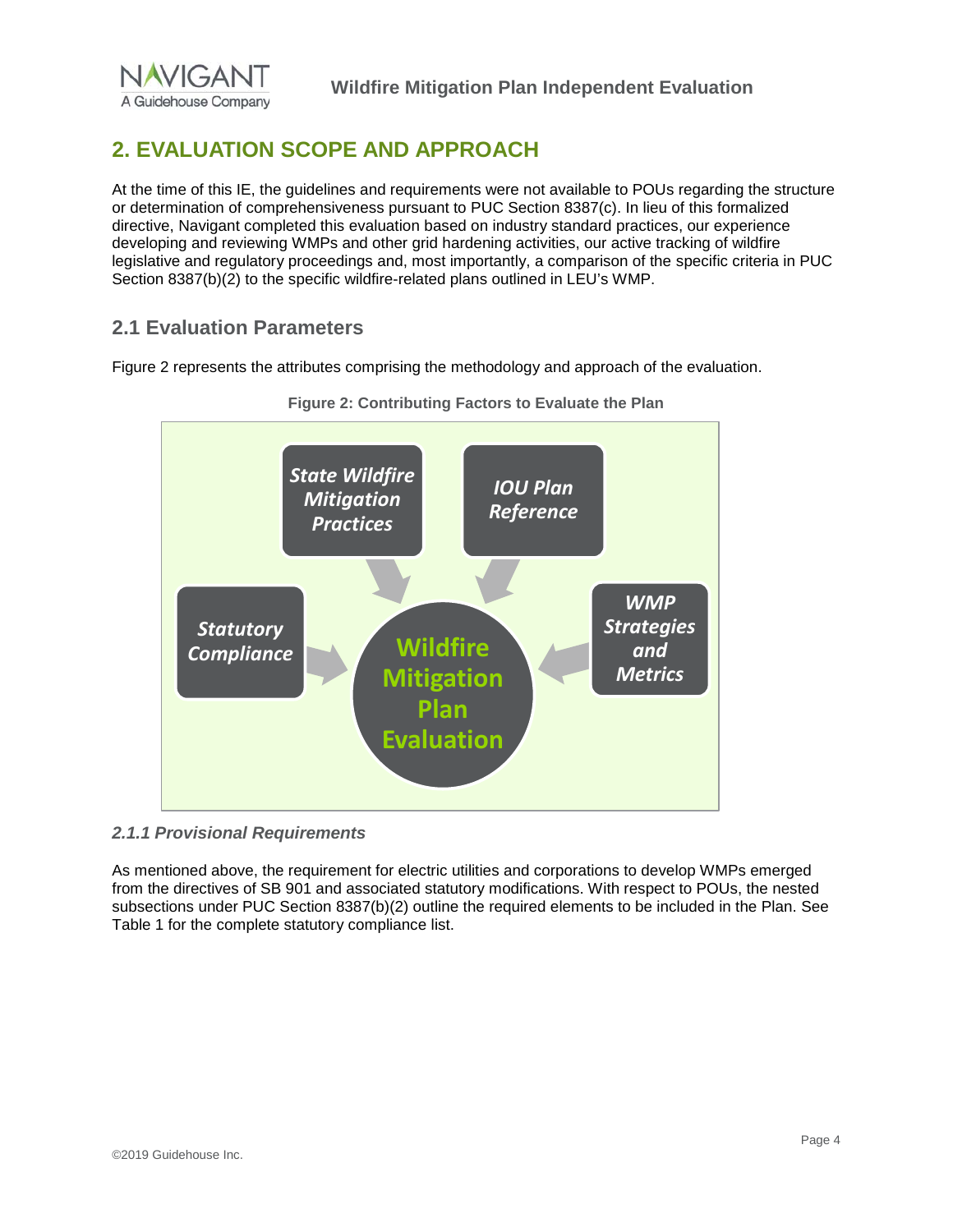## 2. EVALUATION SCOPE AND APPROACH

At the time of this IE, the guidelines and requirements were not available to POUs regarding the structure or determination of comprehensiveness pursuant to PUC Section 8387(c). In lieu of this formalized directive, Navigant completed this evaluation based on industry standard practices, our experience developing and reviewing WMPs and other grid hardening activities, our active tracking of wildfire legislative and regulatory proceedings and, most importantly, a comparison of the specific criteria in PUC Section 8387(b)(2) to the specific wildfire-related plans outlined in LEU's WMP.

### 2.1 Evaluation Parameters

Figure 2 represents the attributes comprising the methodology and approach of the evaluation.

**Figure 2: Contributing Factors to Evaluate the Plan**

*State Wildfire Mitigation Practices* → Wildfire Mitigation Plan Evaluation

*IOU Plan Reference* → Wildfire Mitigation Plan Evaluation

*Statutory Compliance* → Wildfire Mitigation Plan Evaluation

*WMP Strategies and Metrics* → Wildfire Mitigation Plan Evaluation

#### *2.1.1 Provisional Requirements*

As mentioned above, the requirement for electric utilities and corporations to develop WMPs emerged from the directives of SB 901 and associated statutory modifications. With respect to POUs, the nested subsections under PUC Section 8387(b)(2) outline the required elements to be included in the Plan. See Table 1 for the complete statutory compliance list.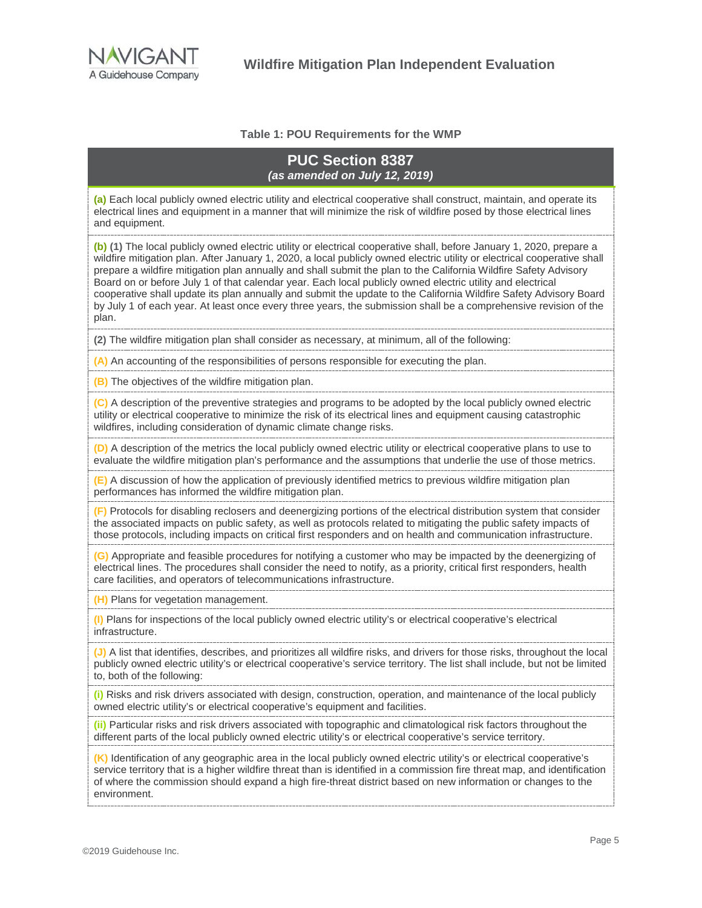**Table 1: POU Requirements for the WMP**

| **PUC Section 8387** *(as amended on July 12, 2019)* |
|---|
| **(a)** Each local publicly owned electric utility and electrical cooperative shall construct, maintain, and operate its electrical lines and equipment in a manner that will minimize the risk of wildfire posed by those electrical lines and equipment. |
| **(b)** **(1)** The local publicly owned electric utility or electrical cooperative shall, before January 1, 2020, prepare a wildfire mitigation plan. After January 1, 2020, a local publicly owned electric utility or electrical cooperative shall prepare a wildfire mitigation plan annually and shall submit the plan to the California Wildfire Safety Advisory Board on or before July 1 of that calendar year. Each local publicly owned electric utility and electrical cooperative shall update its plan annually and submit the update to the California Wildfire Safety Advisory Board by July 1 of each year. At least once every three years, the submission shall be a comprehensive revision of the plan. |
| **(2)** The wildfire mitigation plan shall consider as necessary, at minimum, all of the following: |
| **(A)** An accounting of the responsibilities of persons responsible for executing the plan. |
| **(B)** The objectives of the wildfire mitigation plan. |
| **(C)** A description of the preventive strategies and programs to be adopted by the local publicly owned electric utility or electrical cooperative to minimize the risk of its electrical lines and equipment causing catastrophic wildfires, including consideration of dynamic climate change risks. |
| **(D)** A description of the metrics the local publicly owned electric utility or electrical cooperative plans to use to evaluate the wildfire mitigation plan's performance and the assumptions that underlie the use of those metrics. |
| **(E)** A discussion of how the application of previously identified metrics to previous wildfire mitigation plan performances has informed the wildfire mitigation plan. |
| **(F)** Protocols for disabling reclosers and deenergizing portions of the electrical distribution system that consider the associated impacts on public safety, as well as protocols related to mitigating the public safety impacts of those protocols, including impacts on critical first responders and on health and communication infrastructure. |
| **(G)** Appropriate and feasible procedures for notifying a customer who may be impacted by the deenergizing of electrical lines. The procedures shall consider the need to notify, as a priority, critical first responders, health care facilities, and operators of telecommunications infrastructure. |
| **(H)** Plans for vegetation management. |
| **(I)** Plans for inspections of the local publicly owned electric utility's or electrical cooperative's electrical infrastructure. |
| **(J)** A list that identifies, describes, and prioritizes all wildfire risks, and drivers for those risks, throughout the local publicly owned electric utility's or electrical cooperative's service territory. The list shall include, but not be limited to, both of the following: |
| **(i)** Risks and risk drivers associated with design, construction, operation, and maintenance of the local publicly owned electric utility's or electrical cooperative's equipment and facilities. |
| **(ii)** Particular risks and risk drivers associated with topographic and climatological risk factors throughout the different parts of the local publicly owned electric utility's or electrical cooperative's service territory. |
| **(K)** Identification of any geographic area in the local publicly owned electric utility's or electrical cooperative's service territory that is a higher wildfire threat than is identified in a commission fire threat map, and identification of where the commission should expand a high fire-threat district based on new information or changes to the environment. |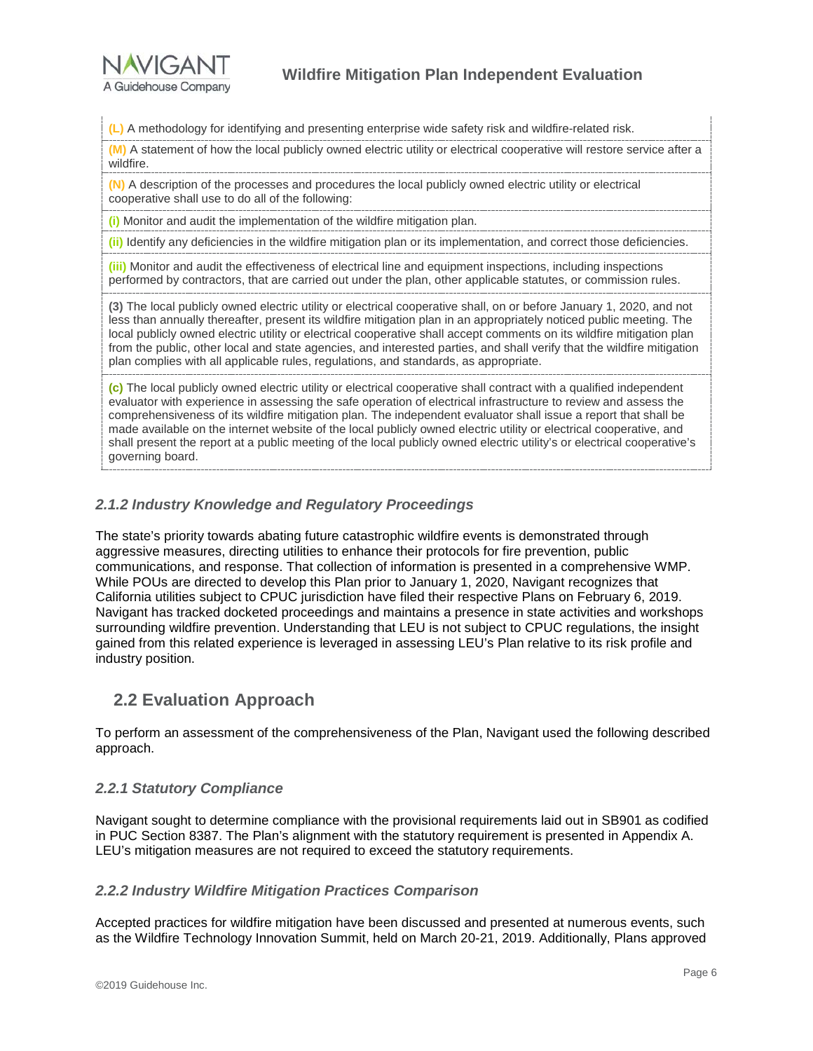(L) A methodology for identifying and presenting enterprise wide safety risk and wildfire-related risk.

(M) A statement of how the local publicly owned electric utility or electrical cooperative will restore service after a wildfire.

(N) A description of the processes and procedures the local publicly owned electric utility or electrical cooperative shall use to do all of the following:

(i) Monitor and audit the implementation of the wildfire mitigation plan.

(ii) Identify any deficiencies in the wildfire mitigation plan or its implementation, and correct those deficiencies.

(iii) Monitor and audit the effectiveness of electrical line and equipment inspections, including inspections performed by contractors, that are carried out under the plan, other applicable statutes, or commission rules.

(3) The local publicly owned electric utility or electrical cooperative shall, on or before January 1, 2020, and not less than annually thereafter, present its wildfire mitigation plan in an appropriately noticed public meeting. The local publicly owned electric utility or electrical cooperative shall accept comments on its wildfire mitigation plan from the public, other local and state agencies, and interested parties, and shall verify that the wildfire mitigation plan complies with all applicable rules, regulations, and standards, as appropriate.

(c) The local publicly owned electric utility or electrical cooperative shall contract with a qualified independent evaluator with experience in assessing the safe operation of electrical infrastructure to review and assess the comprehensiveness of its wildfire mitigation plan. The independent evaluator shall issue a report that shall be made available on the internet website of the local publicly owned electric utility or electrical cooperative, and shall present the report at a public meeting of the local publicly owned electric utility's or electrical cooperative's governing board.

### *2.1.2 Industry Knowledge and Regulatory Proceedings*

The state's priority towards abating future catastrophic wildfire events is demonstrated through aggressive measures, directing utilities to enhance their protocols for fire prevention, public communications, and response. That collection of information is presented in a comprehensive WMP. While POUs are directed to develop this Plan prior to January 1, 2020, Navigant recognizes that California utilities subject to CPUC jurisdiction have filed their respective Plans on February 6, 2019. Navigant has tracked docketed proceedings and maintains a presence in state activities and workshops surrounding wildfire prevention. Understanding that LEU is not subject to CPUC regulations, the insight gained from this related experience is leveraged in assessing LEU's Plan relative to its risk profile and industry position.

## 2.2 Evaluation Approach

To perform an assessment of the comprehensiveness of the Plan, Navigant used the following described approach.

### *2.2.1 Statutory Compliance*

Navigant sought to determine compliance with the provisional requirements laid out in SB901 as codified in PUC Section 8387. The Plan's alignment with the statutory requirement is presented in Appendix A. LEU's mitigation measures are not required to exceed the statutory requirements.

### *2.2.2 Industry Wildfire Mitigation Practices Comparison*

Accepted practices for wildfire mitigation have been discussed and presented at numerous events, such as the Wildfire Technology Innovation Summit, held on March 20-21, 2019. Additionally, Plans approved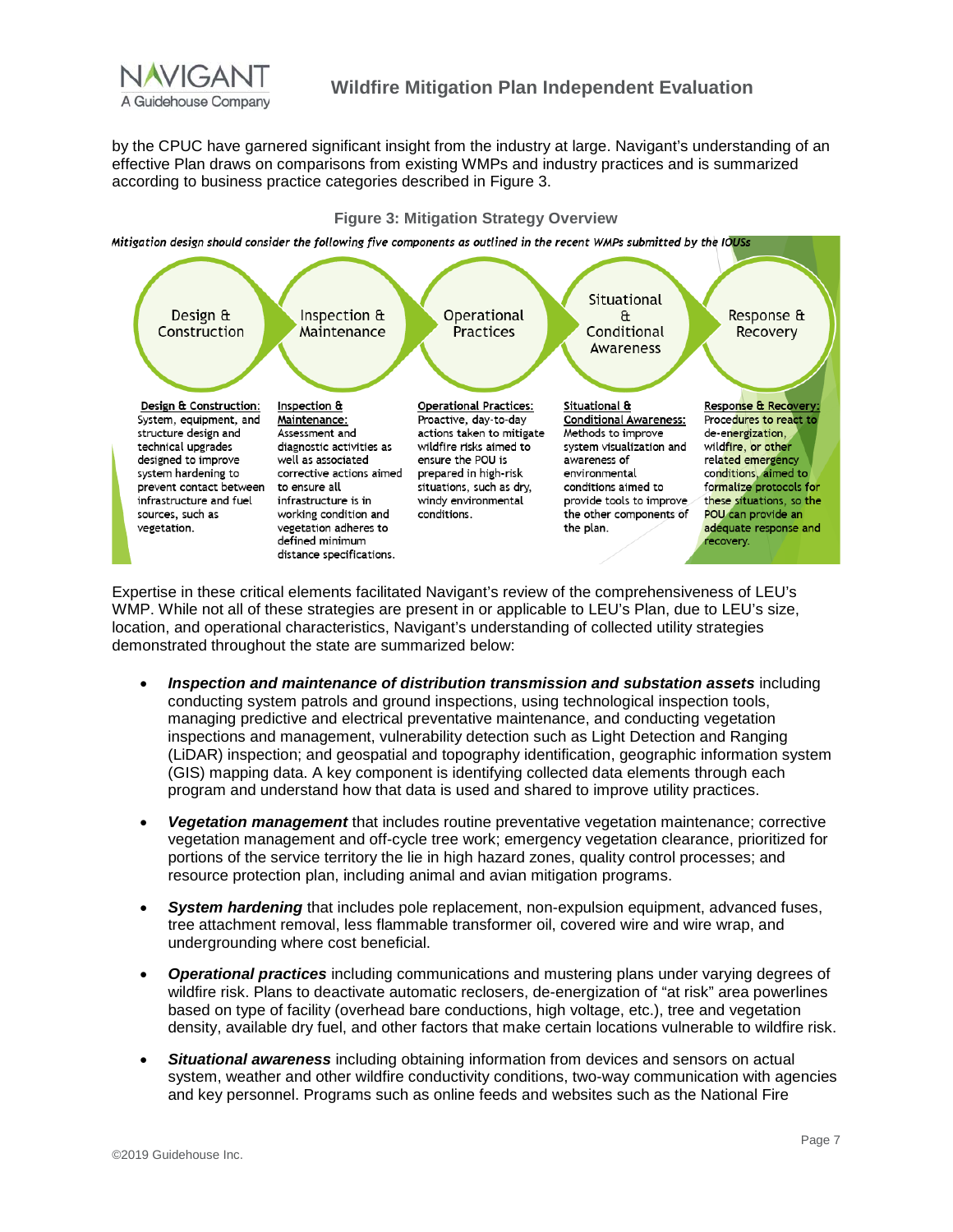by the CPUC have garnered significant insight from the industry at large. Navigant's understanding of an effective Plan draws on comparisons from existing WMPs and industry practices and is summarized according to business practice categories described in Figure 3.

**Figure 3: Mitigation Strategy Overview**

*Mitigation design should consider the following five components as outlined in the recent WMPs submitted by the IOUSs*

Design & Construction → Inspection & Maintenance → Operational Practices → Situational & Conditional Awareness → Response & Recovery

**Design & Construction:** System, equipment, and structure design and technical upgrades designed to improve system hardening to prevent contact between infrastructure and fuel sources, such as vegetation.

**Inspection & Maintenance:** Assessment and diagnostic activities as well as associated corrective actions aimed to ensure all infrastructure is in working condition and vegetation adheres to defined minimum distance specifications.

**Operational Practices:** Proactive, day-to-day actions taken to mitigate wildfire risks aimed to ensure the POU is prepared in high-risk situations, such as dry, windy environmental conditions.

**Situational & Conditional Awareness:** Methods to improve system visualization and awareness of environmental conditions aimed to provide tools to improve the other components of the plan.

**Response & Recovery:** Procedures to react to de-energization, wildfire, or other related emergency conditions, aimed to formalize protocols for these situations, so the POU can provide an adequate response and recovery.

Expertise in these critical elements facilitated Navigant's review of the comprehensiveness of LEU's WMP. While not all of these strategies are present in or applicable to LEU's Plan, due to LEU's size, location, and operational characteristics, Navigant's understanding of collected utility strategies demonstrated throughout the state are summarized below:

- ***Inspection and maintenance of distribution transmission and substation assets*** including conducting system patrols and ground inspections, using technological inspection tools, managing predictive and electrical preventative maintenance, and conducting vegetation inspections and management, vulnerability detection such as Light Detection and Ranging (LiDAR) inspection; and geospatial and topography identification, geographic information system (GIS) mapping data. A key component is identifying collected data elements through each program and understand how that data is used and shared to improve utility practices.

- ***Vegetation management*** that includes routine preventative vegetation maintenance; corrective vegetation management and off-cycle tree work; emergency vegetation clearance, prioritized for portions of the service territory the lie in high hazard zones, quality control processes; and resource protection plan, including animal and avian mitigation programs.

- ***System hardening*** that includes pole replacement, non-expulsion equipment, advanced fuses, tree attachment removal, less flammable transformer oil, covered wire and wire wrap, and undergrounding where cost beneficial.

- ***Operational practices*** including communications and mustering plans under varying degrees of wildfire risk. Plans to deactivate automatic reclosers, de-energization of "at risk" area powerlines based on type of facility (overhead bare conductions, high voltage, etc.), tree and vegetation density, available dry fuel, and other factors that make certain locations vulnerable to wildfire risk.

- ***Situational awareness*** including obtaining information from devices and sensors on actual system, weather and other wildfire conductivity conditions, two-way communication with agencies and key personnel. Programs such as online feeds and websites such as the National Fire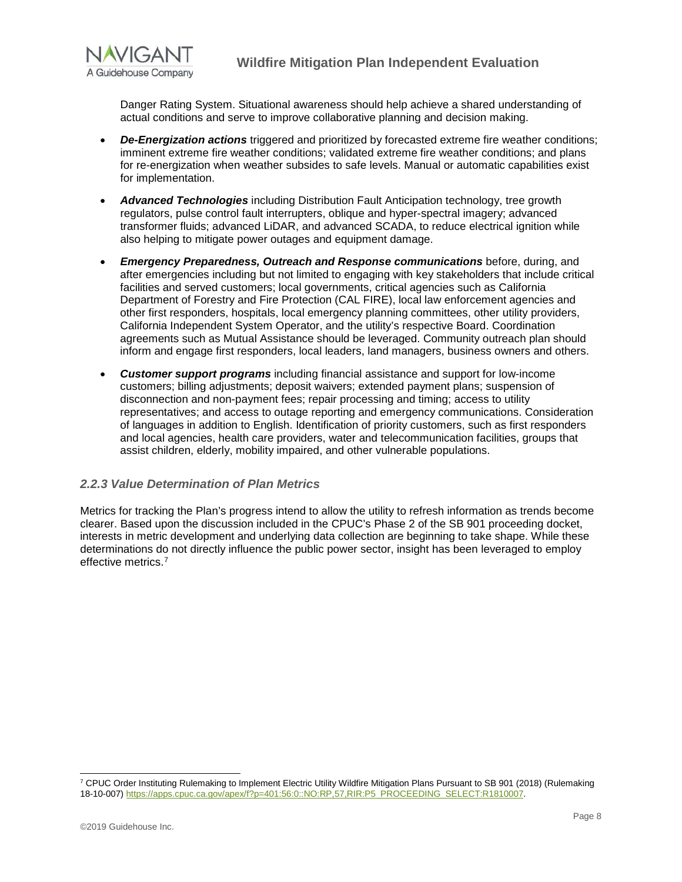Danger Rating System. Situational awareness should help achieve a shared understanding of actual conditions and serve to improve collaborative planning and decision making.

- ***De-Energization actions*** triggered and prioritized by forecasted extreme fire weather conditions; imminent extreme fire weather conditions; validated extreme fire weather conditions; and plans for re-energization when weather subsides to safe levels. Manual or automatic capabilities exist for implementation.
- ***Advanced Technologies*** including Distribution Fault Anticipation technology, tree growth regulators, pulse control fault interrupters, oblique and hyper-spectral imagery; advanced transformer fluids; advanced LiDAR, and advanced SCADA, to reduce electrical ignition while also helping to mitigate power outages and equipment damage.
- ***Emergency Preparedness, Outreach and Response communications*** before, during, and after emergencies including but not limited to engaging with key stakeholders that include critical facilities and served customers; local governments, critical agencies such as California Department of Forestry and Fire Protection (CAL FIRE), local law enforcement agencies and other first responders, hospitals, local emergency planning committees, other utility providers, California Independent System Operator, and the utility's respective Board. Coordination agreements such as Mutual Assistance should be leveraged. Community outreach plan should inform and engage first responders, local leaders, land managers, business owners and others.
- ***Customer support programs*** including financial assistance and support for low-income customers; billing adjustments; deposit waivers; extended payment plans; suspension of disconnection and non-payment fees; repair processing and timing; access to utility representatives; and access to outage reporting and emergency communications. Consideration of languages in addition to English. Identification of priority customers, such as first responders and local agencies, health care providers, water and telecommunication facilities, groups that assist children, elderly, mobility impaired, and other vulnerable populations.

### *2.2.3 Value Determination of Plan Metrics*

Metrics for tracking the Plan's progress intend to allow the utility to refresh information as trends become clearer. Based upon the discussion included in the CPUC's Phase 2 of the SB 901 proceeding docket, interests in metric development and underlying data collection are beginning to take shape. While these determinations do not directly influence the public power sector, insight has been leveraged to employ effective metrics.[7]

[7] CPUC Order Instituting Rulemaking to Implement Electric Utility Wildfire Mitigation Plans Pursuant to SB 901 (2018) (Rulemaking 18-10-007) https://apps.cpuc.ca.gov/apex/f?p=401:56:0::NO:RP,57,RIR:P5_PROCEEDING_SELECT:R1810007.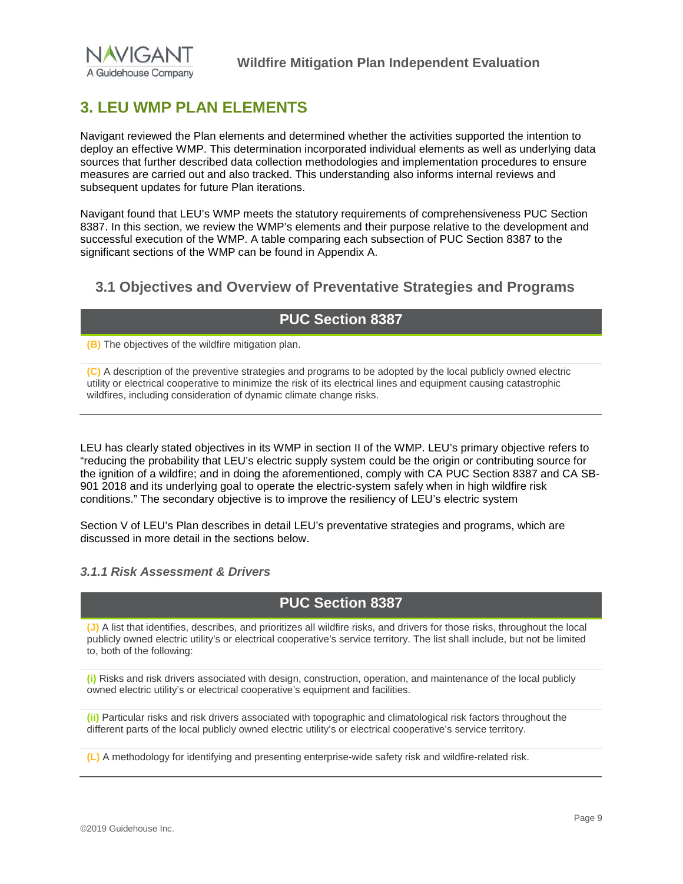# 3. LEU WMP PLAN ELEMENTS

Navigant reviewed the Plan elements and determined whether the activities supported the intention to deploy an effective WMP. This determination incorporated individual elements as well as underlying data sources that further described data collection methodologies and implementation procedures to ensure measures are carried out and also tracked. This understanding also informs internal reviews and subsequent updates for future Plan iterations.

Navigant found that LEU's WMP meets the statutory requirements of comprehensiveness PUC Section 8387. In this section, we review the WMP's elements and their purpose relative to the development and successful execution of the WMP. A table comparing each subsection of PUC Section 8387 to the significant sections of the WMP can be found in Appendix A.

## 3.1 Objectives and Overview of Preventative Strategies and Programs

| PUC Section 8387 |
|---|
| **(B)** The objectives of the wildfire mitigation plan. |
| **(C)** A description of the preventive strategies and programs to be adopted by the local publicly owned electric utility or electrical cooperative to minimize the risk of its electrical lines and equipment causing catastrophic wildfires, including consideration of dynamic climate change risks. |

LEU has clearly stated objectives in its WMP in section II of the WMP. LEU's primary objective refers to "reducing the probability that LEU's electric supply system could be the origin or contributing source for the ignition of a wildfire; and in doing the aforementioned, comply with CA PUC Section 8387 and CA SB-901 2018 and its underlying goal to operate the electric-system safely when in high wildfire risk conditions." The secondary objective is to improve the resiliency of LEU's electric system

Section V of LEU's Plan describes in detail LEU's preventative strategies and programs, which are discussed in more detail in the sections below.

### *3.1.1 Risk Assessment & Drivers*

| PUC Section 8387 |
|---|
| **(J)** A list that identifies, describes, and prioritizes all wildfire risks, and drivers for those risks, throughout the local publicly owned electric utility's or electrical cooperative's service territory. The list shall include, but not be limited to, both of the following: |
| **(i)** Risks and risk drivers associated with design, construction, operation, and maintenance of the local publicly owned electric utility's or electrical cooperative's equipment and facilities. |
| **(ii)** Particular risks and risk drivers associated with topographic and climatological risk factors throughout the different parts of the local publicly owned electric utility's or electrical cooperative's service territory. |
| **(L)** A methodology for identifying and presenting enterprise-wide safety risk and wildfire-related risk. |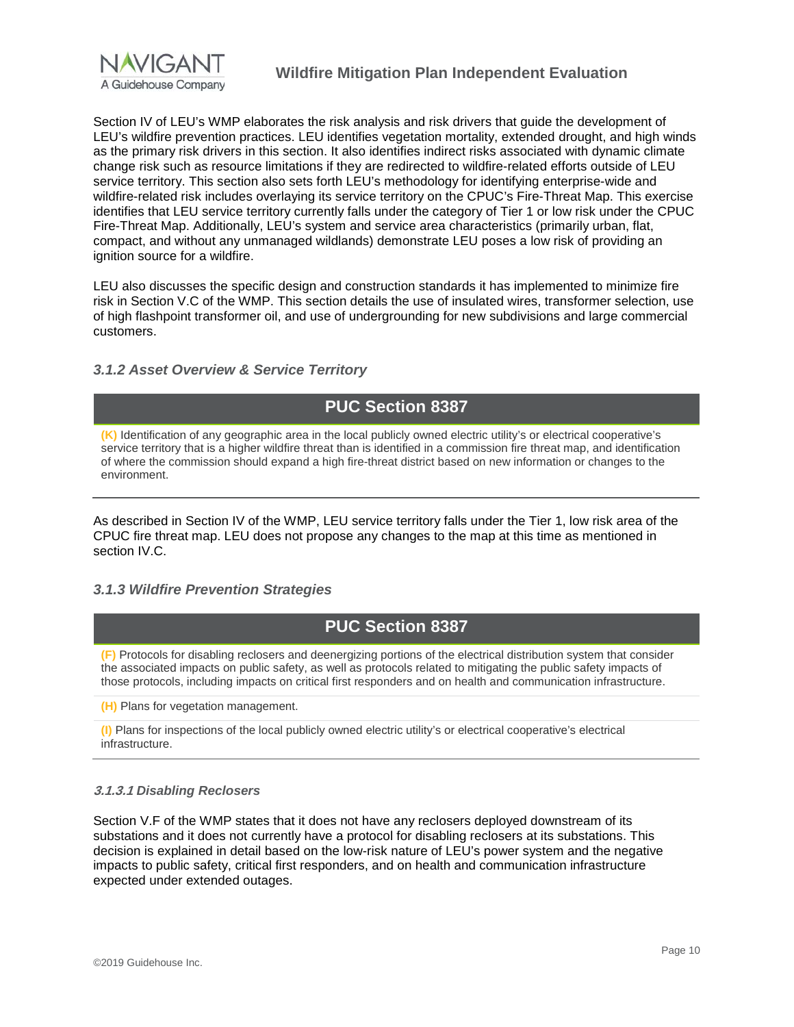Section IV of LEU's WMP elaborates the risk analysis and risk drivers that guide the development of LEU's wildfire prevention practices. LEU identifies vegetation mortality, extended drought, and high winds as the primary risk drivers in this section. It also identifies indirect risks associated with dynamic climate change risk such as resource limitations if they are redirected to wildfire-related efforts outside of LEU service territory. This section also sets forth LEU's methodology for identifying enterprise-wide and wildfire-related risk includes overlaying its service territory on the CPUC's Fire-Threat Map. This exercise identifies that LEU service territory currently falls under the category of Tier 1 or low risk under the CPUC Fire-Threat Map. Additionally, LEU's system and service area characteristics (primarily urban, flat, compact, and without any unmanaged wildlands) demonstrate LEU poses a low risk of providing an ignition source for a wildfire.

LEU also discusses the specific design and construction standards it has implemented to minimize fire risk in Section V.C of the WMP. This section details the use of insulated wires, transformer selection, use of high flashpoint transformer oil, and use of undergrounding for new subdivisions and large commercial customers.

### *3.1.2 Asset Overview & Service Territory*

| PUC Section 8387 |
| --- |
| **(K)** Identification of any geographic area in the local publicly owned electric utility's or electrical cooperative's service territory that is a higher wildfire threat than is identified in a commission fire threat map, and identification of where the commission should expand a high fire-threat district based on new information or changes to the environment. |

As described in Section IV of the WMP, LEU service territory falls under the Tier 1, low risk area of the CPUC fire threat map. LEU does not propose any changes to the map at this time as mentioned in section IV.C.

### *3.1.3 Wildfire Prevention Strategies*

| PUC Section 8387 |
| --- |
| **(F)** Protocols for disabling reclosers and deenergizing portions of the electrical distribution system that consider the associated impacts on public safety, as well as protocols related to mitigating the public safety impacts of those protocols, including impacts on critical first responders and on health and communication infrastructure. |
| **(H)** Plans for vegetation management. |
| **(I)** Plans for inspections of the local publicly owned electric utility's or electrical cooperative's electrical infrastructure. |

#### *3.1.3.1 Disabling Reclosers*

Section V.F of the WMP states that it does not have any reclosers deployed downstream of its substations and it does not currently have a protocol for disabling reclosers at its substations. This decision is explained in detail based on the low-risk nature of LEU's power system and the negative impacts to public safety, critical first responders, and on health and communication infrastructure expected under extended outages.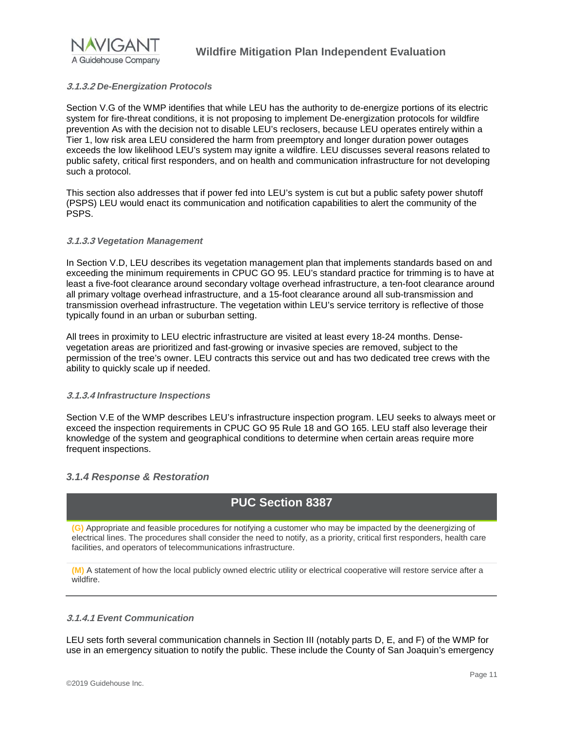#### *3.1.3.2 De-Energization Protocols*

Section V.G of the WMP identifies that while LEU has the authority to de-energize portions of its electric system for fire-threat conditions, it is not proposing to implement De-energization protocols for wildfire prevention As with the decision not to disable LEU's reclosers, because LEU operates entirely within a Tier 1, low risk area LEU considered the harm from preemptory and longer duration power outages exceeds the low likelihood LEU's system may ignite a wildfire. LEU discusses several reasons related to public safety, critical first responders, and on health and communication infrastructure for not developing such a protocol.

This section also addresses that if power fed into LEU's system is cut but a public safety power shutoff (PSPS) LEU would enact its communication and notification capabilities to alert the community of the PSPS.

#### *3.1.3.3 Vegetation Management*

In Section V.D, LEU describes its vegetation management plan that implements standards based on and exceeding the minimum requirements in CPUC GO 95. LEU's standard practice for trimming is to have at least a five-foot clearance around secondary voltage overhead infrastructure, a ten-foot clearance around all primary voltage overhead infrastructure, and a 15-foot clearance around all sub-transmission and transmission overhead infrastructure. The vegetation within LEU's service territory is reflective of those typically found in an urban or suburban setting.

All trees in proximity to LEU electric infrastructure are visited at least every 18-24 months. Dense-vegetation areas are prioritized and fast-growing or invasive species are removed, subject to the permission of the tree's owner. LEU contracts this service out and has two dedicated tree crews with the ability to quickly scale up if needed.

#### *3.1.3.4 Infrastructure Inspections*

Section V.E of the WMP describes LEU's infrastructure inspection program. LEU seeks to always meet or exceed the inspection requirements in CPUC GO 95 Rule 18 and GO 165. LEU staff also leverage their knowledge of the system and geographical conditions to determine when certain areas require more frequent inspections.

### *3.1.4 Response & Restoration*

| PUC Section 8387 |
| --- |
| **(G)** Appropriate and feasible procedures for notifying a customer who may be impacted by the deenergizing of electrical lines. The procedures shall consider the need to notify, as a priority, critical first responders, health care facilities, and operators of telecommunications infrastructure. |
| **(M)** A statement of how the local publicly owned electric utility or electrical cooperative will restore service after a wildfire. |

#### *3.1.4.1 Event Communication*

LEU sets forth several communication channels in Section III (notably parts D, E, and F) of the WMP for use in an emergency situation to notify the public. These include the County of San Joaquin's emergency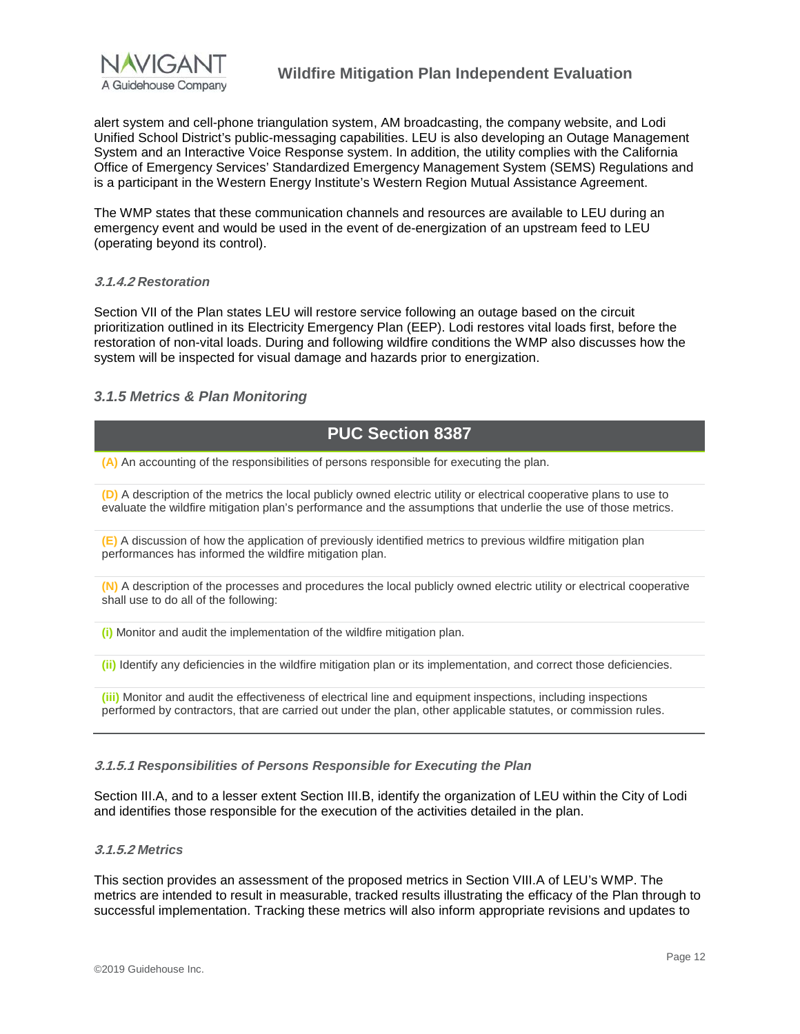alert system and cell-phone triangulation system, AM broadcasting, the company website, and Lodi Unified School District's public-messaging capabilities. LEU is also developing an Outage Management System and an Interactive Voice Response system. In addition, the utility complies with the California Office of Emergency Services' Standardized Emergency Management System (SEMS) Regulations and is a participant in the Western Energy Institute's Western Region Mutual Assistance Agreement.

The WMP states that these communication channels and resources are available to LEU during an emergency event and would be used in the event of de-energization of an upstream feed to LEU (operating beyond its control).

#### *3.1.4.2 Restoration*

Section VII of the Plan states LEU will restore service following an outage based on the circuit prioritization outlined in its Electricity Emergency Plan (EEP). Lodi restores vital loads first, before the restoration of non-vital loads. During and following wildfire conditions the WMP also discusses how the system will be inspected for visual damage and hazards prior to energization.

### *3.1.5 Metrics & Plan Monitoring*

| PUC Section 8387 |
| --- |
| **(A)** An accounting of the responsibilities of persons responsible for executing the plan. |
| **(D)** A description of the metrics the local publicly owned electric utility or electrical cooperative plans to use to evaluate the wildfire mitigation plan's performance and the assumptions that underlie the use of those metrics. |
| **(E)** A discussion of how the application of previously identified metrics to previous wildfire mitigation plan performances has informed the wildfire mitigation plan. |
| **(N)** A description of the processes and procedures the local publicly owned electric utility or electrical cooperative shall use to do all of the following: |
| **(i)** Monitor and audit the implementation of the wildfire mitigation plan. |
| **(ii)** Identify any deficiencies in the wildfire mitigation plan or its implementation, and correct those deficiencies. |
| **(iii)** Monitor and audit the effectiveness of electrical line and equipment inspections, including inspections performed by contractors, that are carried out under the plan, other applicable statutes, or commission rules. |

#### *3.1.5.1 Responsibilities of Persons Responsible for Executing the Plan*

Section III.A, and to a lesser extent Section III.B, identify the organization of LEU within the City of Lodi and identifies those responsible for the execution of the activities detailed in the plan.

#### *3.1.5.2 Metrics*

This section provides an assessment of the proposed metrics in Section VIII.A of LEU's WMP. The metrics are intended to result in measurable, tracked results illustrating the efficacy of the Plan through to successful implementation. Tracking these metrics will also inform appropriate revisions and updates to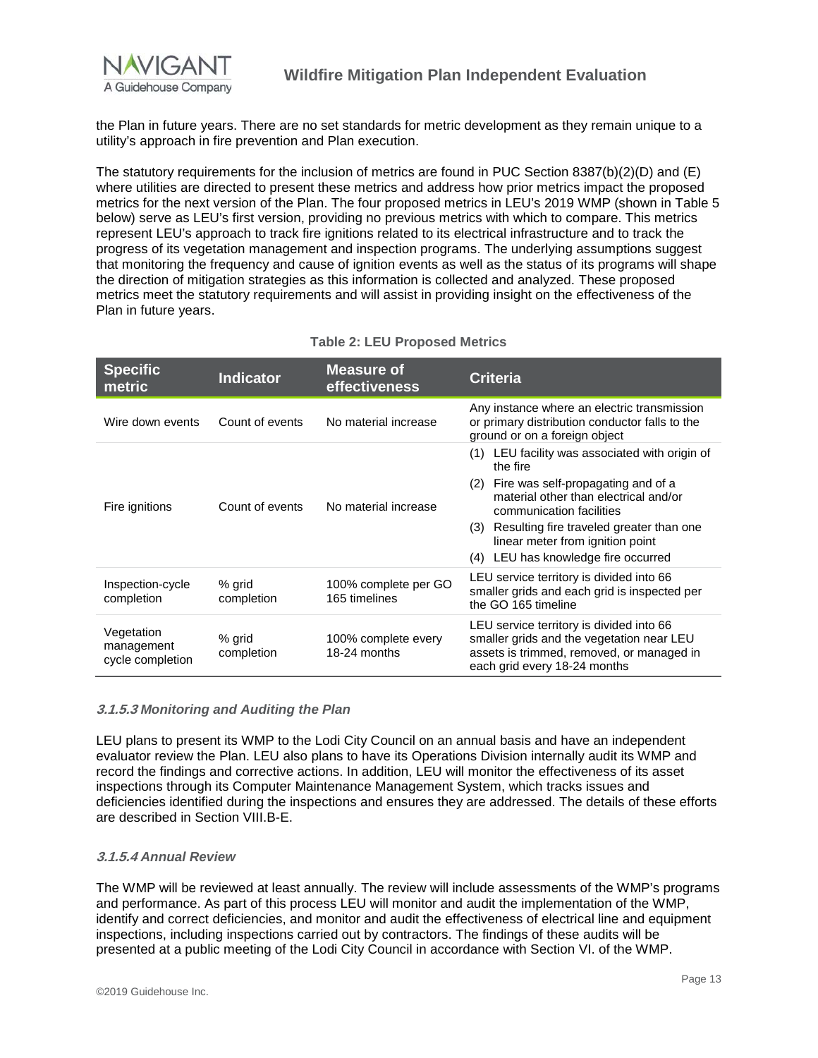the Plan in future years. There are no set standards for metric development as they remain unique to a utility's approach in fire prevention and Plan execution.

The statutory requirements for the inclusion of metrics are found in PUC Section 8387(b)(2)(D) and (E) where utilities are directed to present these metrics and address how prior metrics impact the proposed metrics for the next version of the Plan. The four proposed metrics in LEU's 2019 WMP (shown in Table 5 below) serve as LEU's first version, providing no previous metrics with which to compare. This metrics represent LEU's approach to track fire ignitions related to its electrical infrastructure and to track the progress of its vegetation management and inspection programs. The underlying assumptions suggest that monitoring the frequency and cause of ignition events as well as the status of its programs will shape the direction of mitigation strategies as this information is collected and analyzed. These proposed metrics meet the statutory requirements and will assist in providing insight on the effectiveness of the Plan in future years.

**Table 2: LEU Proposed Metrics**

| Specific metric | Indicator | Measure of effectiveness | Criteria |
|---|---|---|---|
| Wire down events | Count of events | No material increase | Any instance where an electric transmission or primary distribution conductor falls to the ground or on a foreign object |
| Fire ignitions | Count of events | No material increase | (1) LEU facility was associated with origin of the fire<br>(2) Fire was self-propagating and of a material other than electrical and/or communication facilities<br>(3) Resulting fire traveled greater than one linear meter from ignition point<br>(4) LEU has knowledge fire occurred |
| Inspection-cycle completion | % grid completion | 100% complete per GO 165 timelines | LEU service territory is divided into 66 smaller grids and each grid is inspected per the GO 165 timeline |
| Vegetation management cycle completion | % grid completion | 100% complete every 18-24 months | LEU service territory is divided into 66 smaller grids and the vegetation near LEU assets is trimmed, removed, or managed in each grid every 18-24 months |

#### *3.1.5.3 Monitoring and Auditing the Plan*

LEU plans to present its WMP to the Lodi City Council on an annual basis and have an independent evaluator review the Plan. LEU also plans to have its Operations Division internally audit its WMP and record the findings and corrective actions. In addition, LEU will monitor the effectiveness of its asset inspections through its Computer Maintenance Management System, which tracks issues and deficiencies identified during the inspections and ensures they are addressed. The details of these efforts are described in Section VIII.B-E.

#### *3.1.5.4 Annual Review*

The WMP will be reviewed at least annually. The review will include assessments of the WMP's programs and performance. As part of this process LEU will monitor and audit the implementation of the WMP, identify and correct deficiencies, and monitor and audit the effectiveness of electrical line and equipment inspections, including inspections carried out by contractors. The findings of these audits will be presented at a public meeting of the Lodi City Council in accordance with Section VI. of the WMP.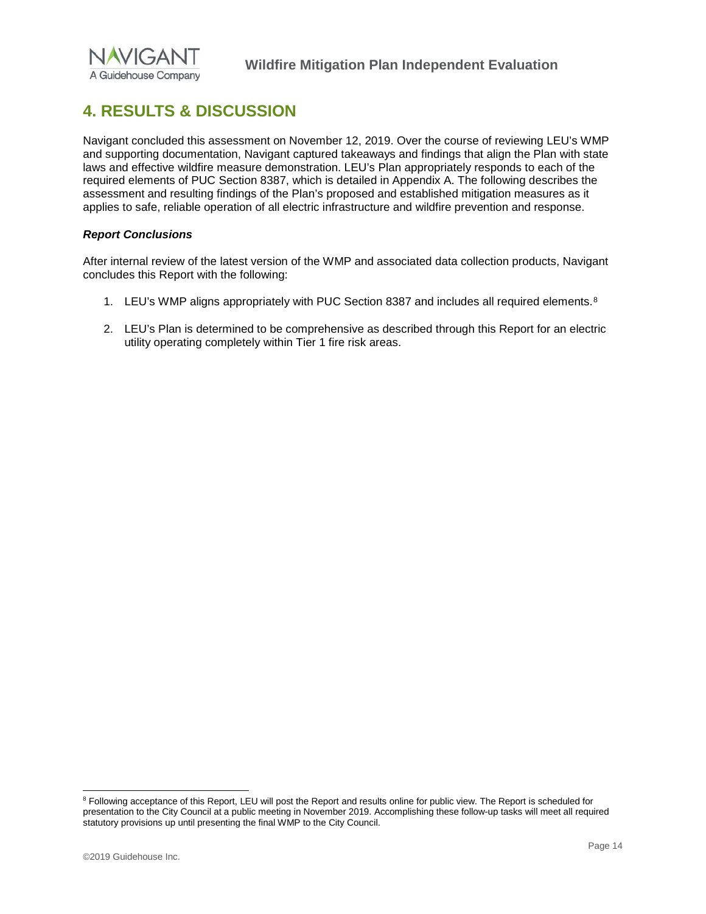# 4. RESULTS & DISCUSSION

Navigant concluded this assessment on November 12, 2019. Over the course of reviewing LEU's WMP and supporting documentation, Navigant captured takeaways and findings that align the Plan with state laws and effective wildfire measure demonstration. LEU's Plan appropriately responds to each of the required elements of PUC Section 8387, which is detailed in Appendix A. The following describes the assessment and resulting findings of the Plan's proposed and established mitigation measures as it applies to safe, reliable operation of all electric infrastructure and wildfire prevention and response.

***Report Conclusions***

After internal review of the latest version of the WMP and associated data collection products, Navigant concludes this Report with the following:

1. LEU's WMP aligns appropriately with PUC Section 8387 and includes all required elements.[8]
2. LEU's Plan is determined to be comprehensive as described through this Report for an electric utility operating completely within Tier 1 fire risk areas.

---

[8] Following acceptance of this Report, LEU will post the Report and results online for public view. The Report is scheduled for presentation to the City Council at a public meeting in November 2019. Accomplishing these follow-up tasks will meet all required statutory provisions up until presenting the final WMP to the City Council.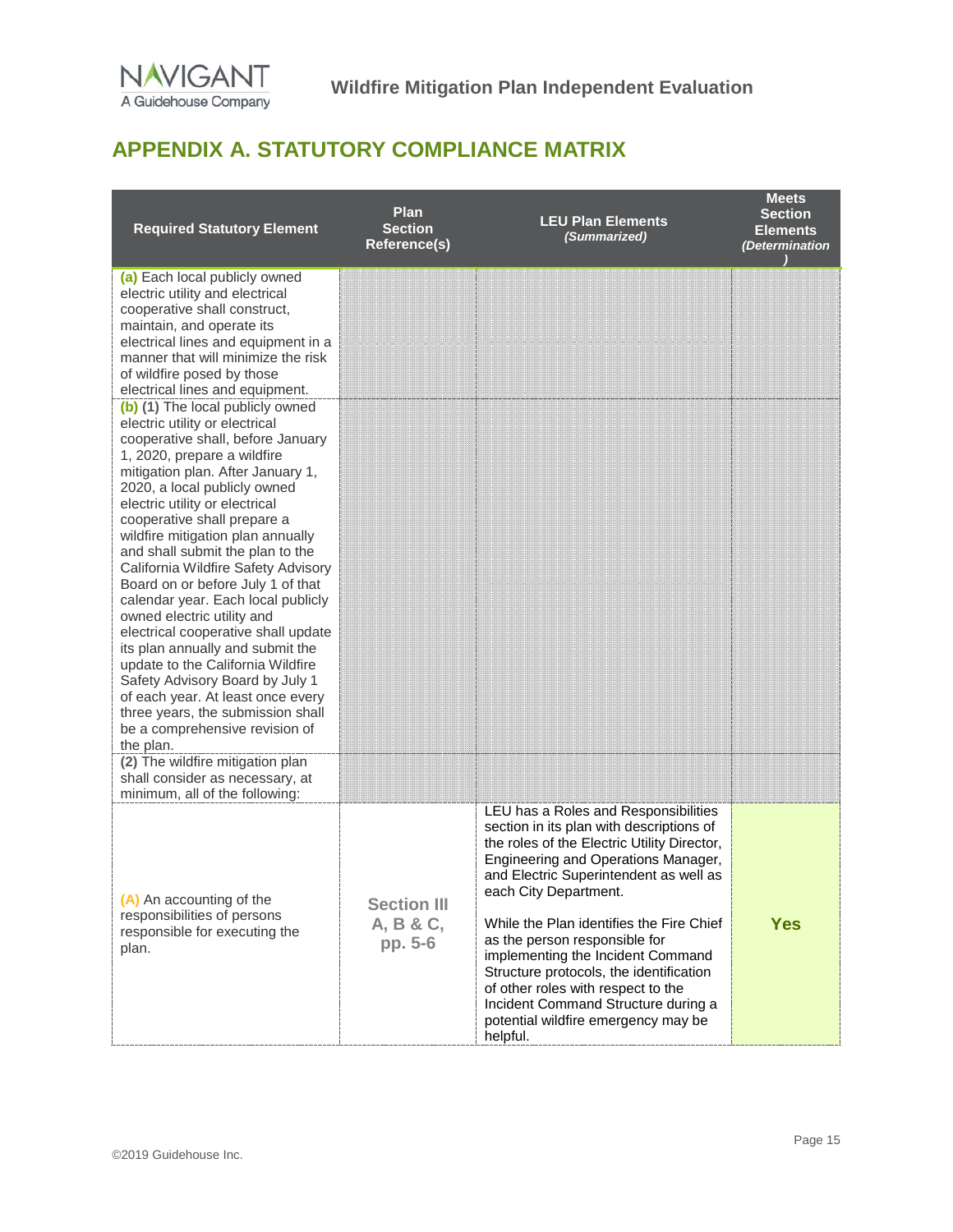# APPENDIX A. STATUTORY COMPLIANCE MATRIX

| Required Statutory Element | Plan Section Reference(s) | LEU Plan Elements *(Summarized)* | Meets Section Elements *(Determination)* |
|---|---|---|---|
| **(a)** Each local publicly owned electric utility and electrical cooperative shall construct, maintain, and operate its electrical lines and equipment in a manner that will minimize the risk of wildfire posed by those electrical lines and equipment. | | | |
| **(b) (1)** The local publicly owned electric utility or electrical cooperative shall, before January 1, 2020, prepare a wildfire mitigation plan. After January 1, 2020, a local publicly owned electric utility or electrical cooperative shall prepare a wildfire mitigation plan annually and shall submit the plan to the California Wildfire Safety Advisory Board on or before July 1 of that calendar year. Each local publicly owned electric utility and electrical cooperative shall update its plan annually and submit the update to the California Wildfire Safety Advisory Board by July 1 of each year. At least once every three years, the submission shall be a comprehensive revision of the plan. | | | |
| **(2)** The wildfire mitigation plan shall consider as necessary, at minimum, all of the following: | | | |
| **(A)** An accounting of the responsibilities of persons responsible for executing the plan. | **Section III A, B & C, pp. 5-6** | LEU has a Roles and Responsibilities section in its plan with descriptions of the roles of the Electric Utility Director, Engineering and Operations Manager, and Electric Superintendent as well as each City Department.<br><br>While the Plan identifies the Fire Chief as the person responsible for implementing the Incident Command Structure protocols, the identification of other roles with respect to the Incident Command Structure during a potential wildfire emergency may be helpful. | **Yes** |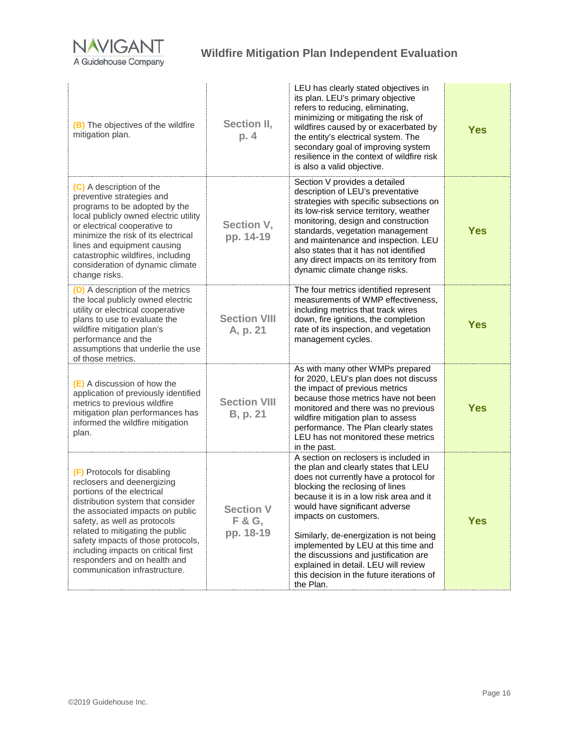| | | | |
|---|---|---|---|
| (B) The objectives of the wildfire mitigation plan. | Section II, p. 4 | LEU has clearly stated objectives in its plan. LEU's primary objective refers to reducing, eliminating, minimizing or mitigating the risk of wildfires caused by or exacerbated by the entity's electrical system. The secondary goal of improving system resilience in the context of wildfire risk is also a valid objective. | Yes |
| (C) A description of the preventive strategies and programs to be adopted by the local publicly owned electric utility or electrical cooperative to minimize the risk of its electrical lines and equipment causing catastrophic wildfires, including consideration of dynamic climate change risks. | Section V, pp. 14-19 | Section V provides a detailed description of LEU's preventative strategies with specific subsections on its low-risk service territory, weather monitoring, design and construction standards, vegetation management and maintenance and inspection. LEU also states that it has not identified any direct impacts on its territory from dynamic climate change risks. | Yes |
| (D) A description of the metrics the local publicly owned electric utility or electrical cooperative plans to use to evaluate the wildfire mitigation plan's performance and the assumptions that underlie the use of those metrics. | Section VIII A, p. 21 | The four metrics identified represent measurements of WMP effectiveness, including metrics that track wires down, fire ignitions, the completion rate of its inspection, and vegetation management cycles. | Yes |
| (E) A discussion of how the application of previously identified metrics to previous wildfire mitigation plan performances has informed the wildfire mitigation plan. | Section VIII B, p. 21 | As with many other WMPs prepared for 2020, LEU's plan does not discuss the impact of previous metrics because those metrics have not been monitored and there was no previous wildfire mitigation plan to assess performance. The Plan clearly states LEU has not monitored these metrics in the past. | Yes |
| (F) Protocols for disabling reclosers and deenergizing portions of the electrical distribution system that consider the associated impacts on public safety, as well as protocols related to mitigating the public safety impacts of those protocols, including impacts on critical first responders and on health and communication infrastructure. | Section V F & G, pp. 18-19 | A section on reclosers is included in the plan and clearly states that LEU does not currently have a protocol for blocking the reclosing of lines because it is in a low risk area and it would have significant adverse impacts on customers.<br><br>Similarly, de-energization is not being implemented by LEU at this time and the discussions and justification are explained in detail. LEU will review this decision in the future iterations of the Plan. | Yes |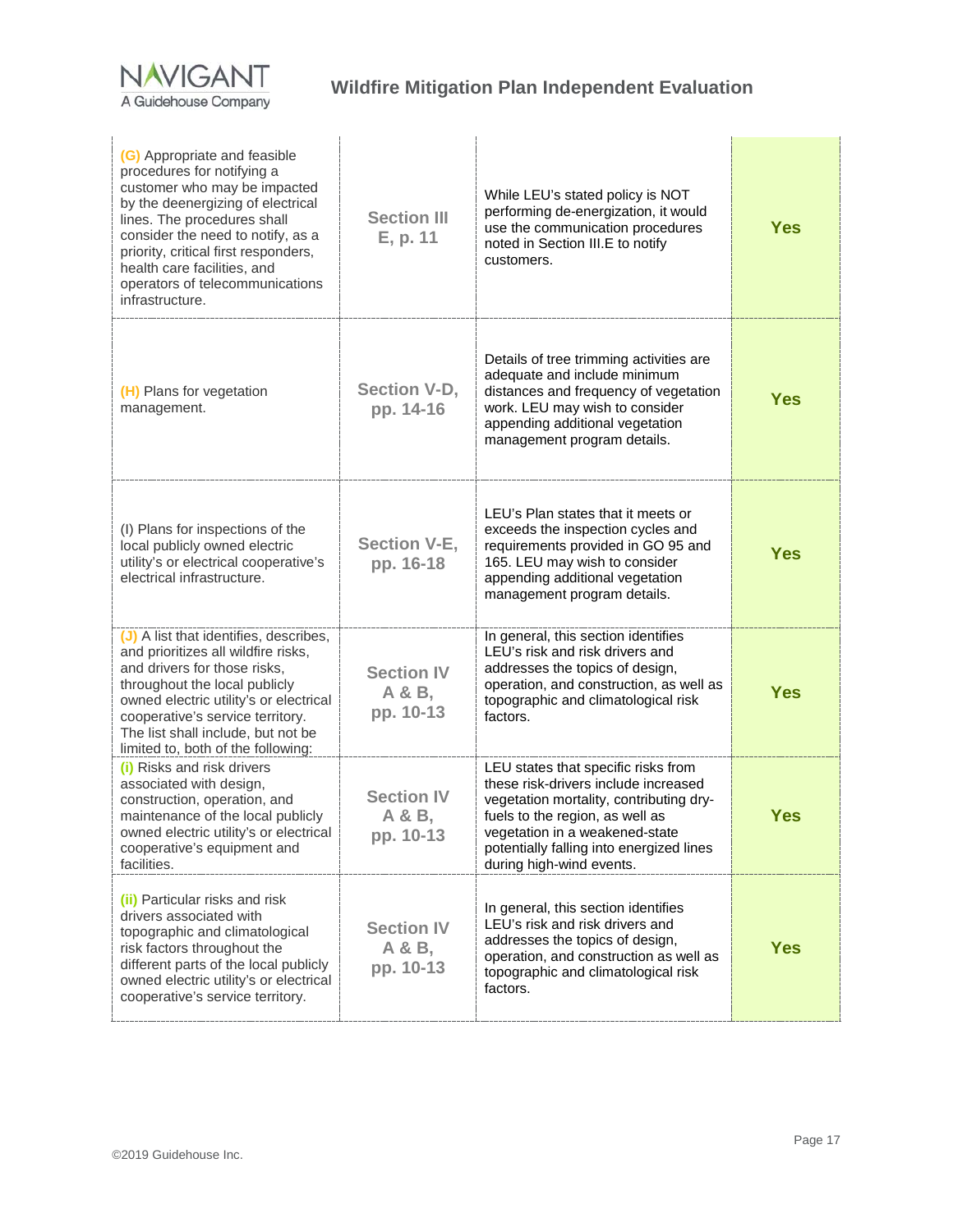| | | | |
|---|---|---|---|
| (G) Appropriate and feasible procedures for notifying a customer who may be impacted by the deenergizing of electrical lines. The procedures shall consider the need to notify, as a priority, critical first responders, health care facilities, and operators of telecommunications infrastructure. | Section III E, p. 11 | While LEU's stated policy is NOT performing de-energization, it would use the communication procedures noted in Section III.E to notify customers. | Yes |
| (H) Plans for vegetation management. | Section V-D, pp. 14-16 | Details of tree trimming activities are adequate and include minimum distances and frequency of vegetation work. LEU may wish to consider appending additional vegetation management program details. | Yes |
| (I) Plans for inspections of the local publicly owned electric utility's or electrical cooperative's electrical infrastructure. | Section V-E, pp. 16-18 | LEU's Plan states that it meets or exceeds the inspection cycles and requirements provided in GO 95 and 165. LEU may wish to consider appending additional vegetation management program details. | Yes |
| (J) A list that identifies, describes, and prioritizes all wildfire risks, and drivers for those risks, throughout the local publicly owned electric utility's or electrical cooperative's service territory. The list shall include, but not be limited to, both of the following: | Section IV A & B, pp. 10-13 | In general, this section identifies LEU's risk and risk drivers and addresses the topics of design, operation, and construction, as well as topographic and climatological risk factors. | Yes |
| (i) Risks and risk drivers associated with design, construction, operation, and maintenance of the local publicly owned electric utility's or electrical cooperative's equipment and facilities. | Section IV A & B, pp. 10-13 | LEU states that specific risks from these risk-drivers include increased vegetation mortality, contributing dry-fuels to the region, as well as vegetation in a weakened-state potentially falling into energized lines during high-wind events. | Yes |
| (ii) Particular risks and risk drivers associated with topographic and climatological risk factors throughout the different parts of the local publicly owned electric utility's or electrical cooperative's service territory. | Section IV A & B, pp. 10-13 | In general, this section identifies LEU's risk and risk drivers and addresses the topics of design, operation, and construction as well as topographic and climatological risk factors. | Yes |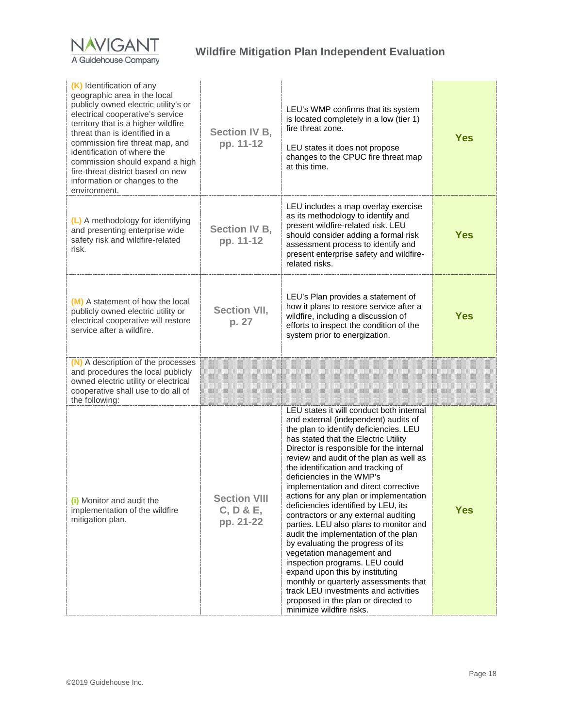| | | | |
|---|---|---|---|
| (K) Identification of any geographic area in the local publicly owned electric utility's or electrical cooperative's service territory that is a higher wildfire threat than is identified in a commission fire threat map, and identification of where the commission should expand a high fire-threat district based on new information or changes to the environment. | Section IV B, pp. 11-12 | LEU's WMP confirms that its system is located completely in a low (tier 1) fire threat zone.<br><br>LEU states it does not propose changes to the CPUC fire threat map at this time. | Yes |
| (L) A methodology for identifying and presenting enterprise wide safety risk and wildfire-related risk. | Section IV B, pp. 11-12 | LEU includes a map overlay exercise as its methodology to identify and present wildfire-related risk. LEU should consider adding a formal risk assessment process to identify and present enterprise safety and wildfire-related risks. | Yes |
| (M) A statement of how the local publicly owned electric utility or electrical cooperative will restore service after a wildfire. | Section VII, p. 27 | LEU's Plan provides a statement of how it plans to restore service after a wildfire, including a discussion of efforts to inspect the condition of the system prior to energization. | Yes |
| (N) A description of the processes and procedures the local publicly owned electric utility or electrical cooperative shall use to do all of the following: | | | |
| (i) Monitor and audit the implementation of the wildfire mitigation plan. | Section VIII C, D & E, pp. 21-22 | LEU states it will conduct both internal and external (independent) audits of the plan to identify deficiencies. LEU has stated that the Electric Utility Director is responsible for the internal review and audit of the plan as well as the identification and tracking of deficiencies in the WMP's implementation and direct corrective actions for any plan or implementation deficiencies identified by LEU, its contractors or any external auditing parties. LEU also plans to monitor and audit the implementation of the plan by evaluating the progress of its vegetation management and inspection programs. LEU could expand upon this by instituting monthly or quarterly assessments that track LEU investments and activities proposed in the plan or directed to minimize wildfire risks. | Yes |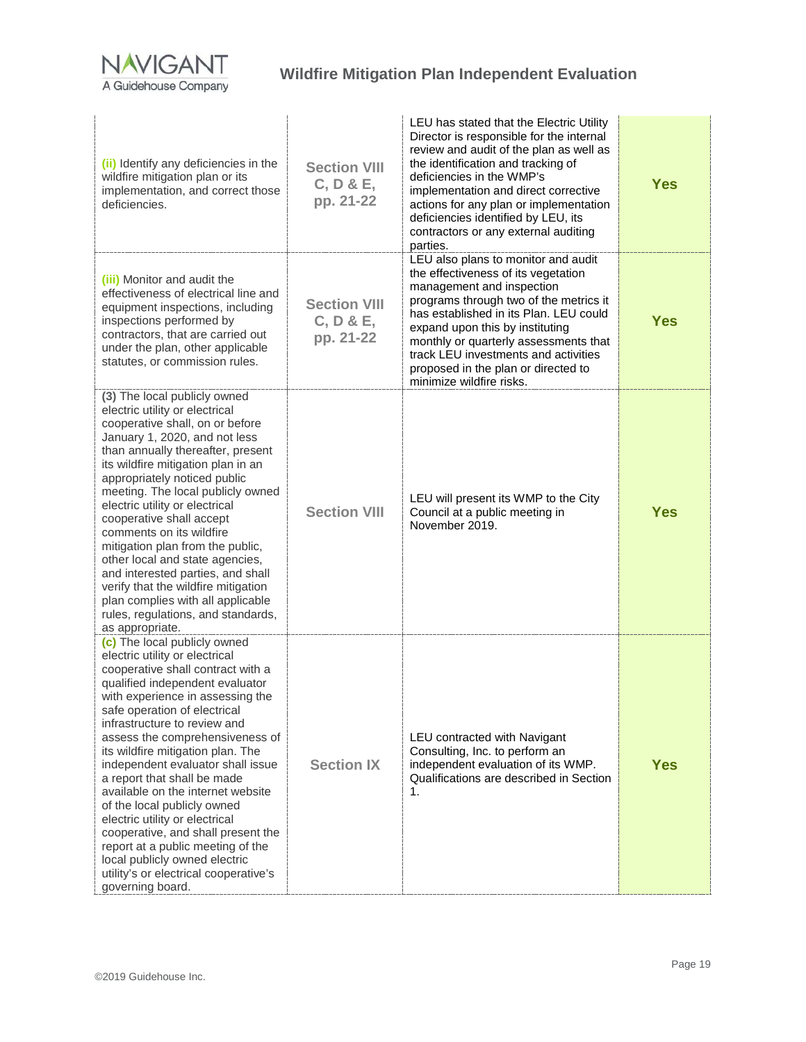| | | | |
|---|---|---|---|
| **(ii)** Identify any deficiencies in the wildfire mitigation plan or its implementation, and correct those deficiencies. | **Section VIII C, D & E, pp. 21-22** | LEU has stated that the Electric Utility Director is responsible for the internal review and audit of the plan as well as the identification and tracking of deficiencies in the WMP's implementation and direct corrective actions for any plan or implementation deficiencies identified by LEU, its contractors or any external auditing parties. | **Yes** |
| **(iii)** Monitor and audit the effectiveness of electrical line and equipment inspections, including inspections performed by contractors, that are carried out under the plan, other applicable statutes, or commission rules. | **Section VIII C, D & E, pp. 21-22** | LEU also plans to monitor and audit the effectiveness of its vegetation management and inspection programs through two of the metrics it has established in its Plan. LEU could expand upon this by instituting monthly or quarterly assessments that track LEU investments and activities proposed in the plan or directed to minimize wildfire risks. | **Yes** |
| **(3)** The local publicly owned electric utility or electrical cooperative shall, on or before January 1, 2020, and not less than annually thereafter, present its wildfire mitigation plan in an appropriately noticed public meeting. The local publicly owned electric utility or electrical cooperative shall accept comments on its wildfire mitigation plan from the public, other local and state agencies, and interested parties, and shall verify that the wildfire mitigation plan complies with all applicable rules, regulations, and standards, as appropriate. | **Section VIII** | LEU will present its WMP to the City Council at a public meeting in November 2019. | **Yes** |
| **(c)** The local publicly owned electric utility or electrical cooperative shall contract with a qualified independent evaluator with experience in assessing the safe operation of electrical infrastructure to review and assess the comprehensiveness of its wildfire mitigation plan. The independent evaluator shall issue a report that shall be made available on the internet website of the local publicly owned electric utility or electrical cooperative, and shall present the report at a public meeting of the local publicly owned electric utility's or electrical cooperative's governing board. | **Section IX** | LEU contracted with Navigant Consulting, Inc. to perform an independent evaluation of its WMP. Qualifications are described in Section 1. | **Yes** |